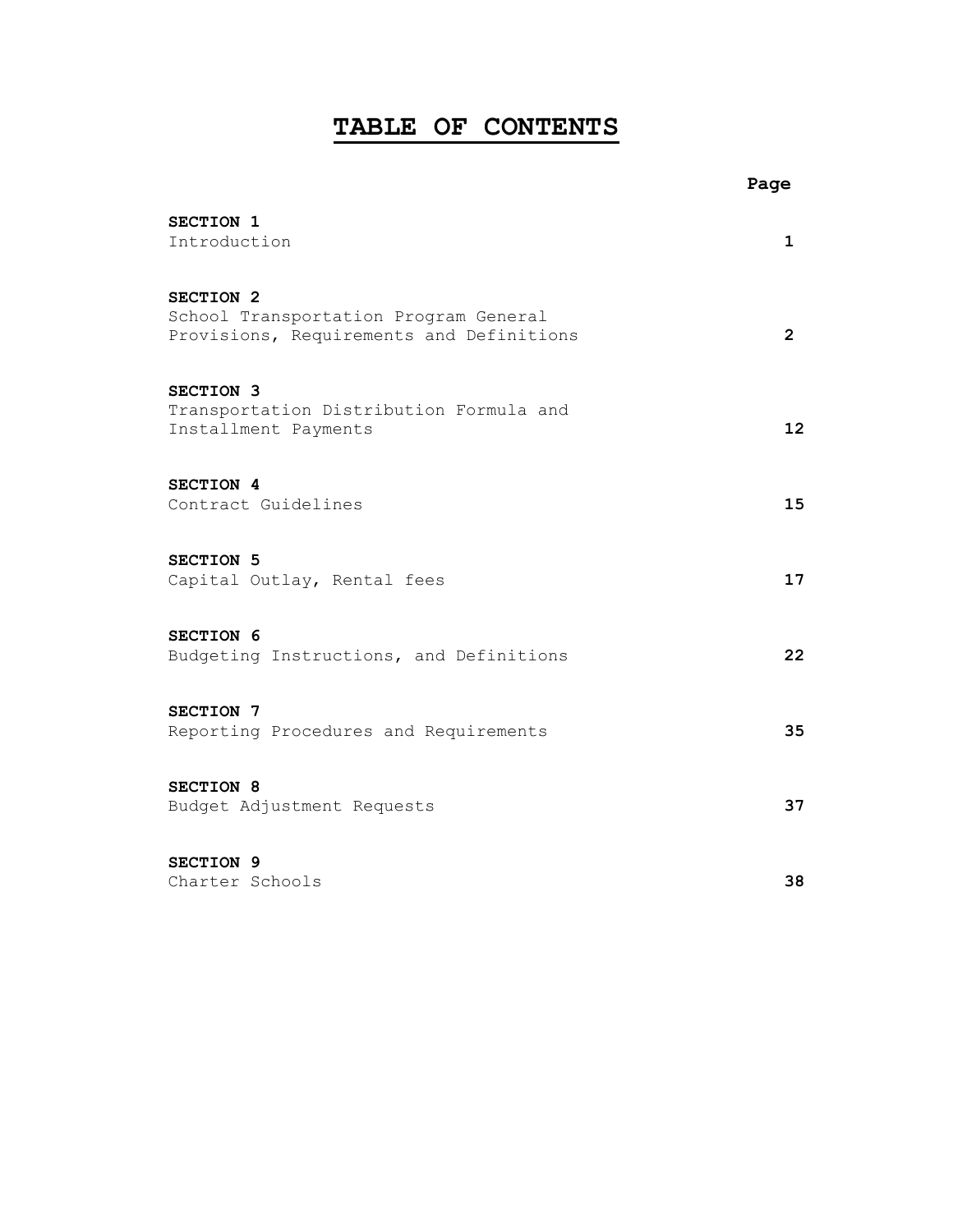# TABLE OF CONTENTS

| | Page |
|---|---|
| **SECTION 1**<br>Introduction | **1** |
| **SECTION 2**<br>School Transportation Program General Provisions, Requirements and Definitions | **2** |
| **SECTION 3**<br>Transportation Distribution Formula and Installment Payments | **12** |
| **SECTION 4**<br>Contract Guidelines | **15** |
| **SECTION 5**<br>Capital Outlay, Rental fees | **17** |
| **SECTION 6**<br>Budgeting Instructions, and Definitions | **22** |
| **SECTION 7**<br>Reporting Procedures and Requirements | **35** |
| **SECTION 8**<br>Budget Adjustment Requests | **37** |
| **SECTION 9**<br>Charter Schools | **38** |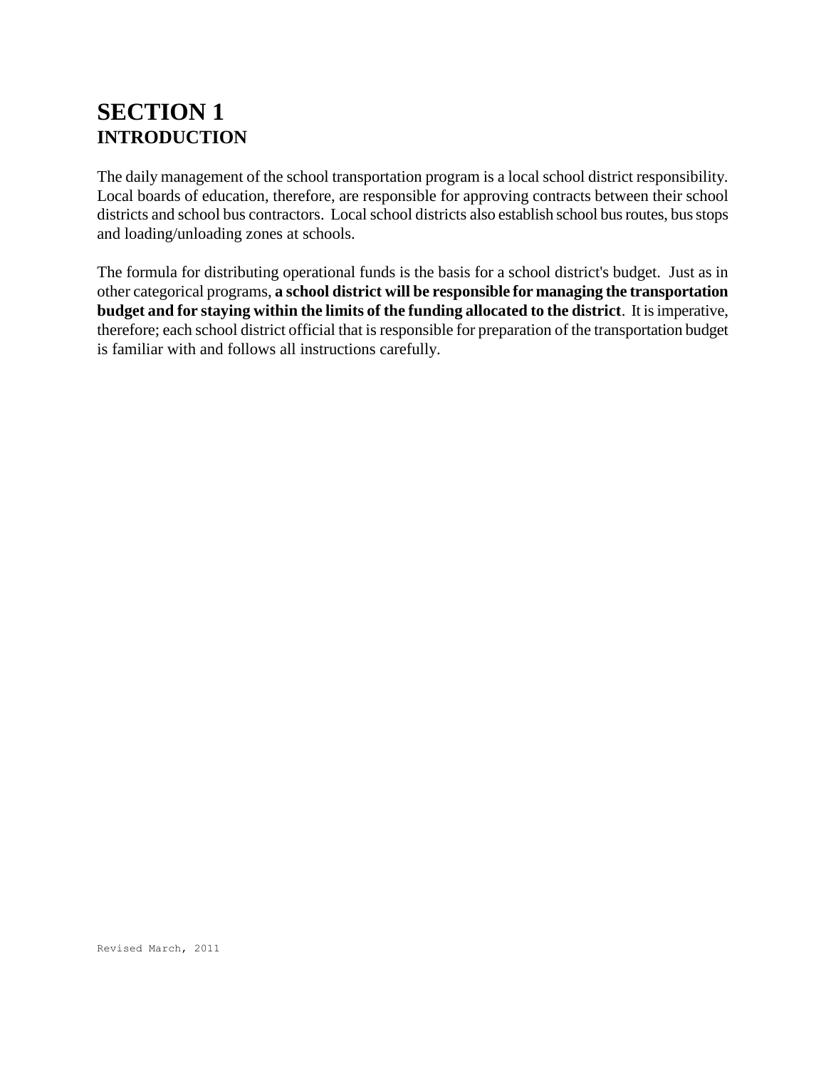# SECTION 1
## INTRODUCTION

The daily management of the school transportation program is a local school district responsibility. Local boards of education, therefore, are responsible for approving contracts between their school districts and school bus contractors. Local school districts also establish school bus routes, bus stops and loading/unloading zones at schools.

The formula for distributing operational funds is the basis for a school district's budget. Just as in other categorical programs, **a school district will be responsible for managing the transportation budget and for staying within the limits of the funding allocated to the district**. It is imperative, therefore; each school district official that is responsible for preparation of the transportation budget is familiar with and follows all instructions carefully.

Revised March, 2011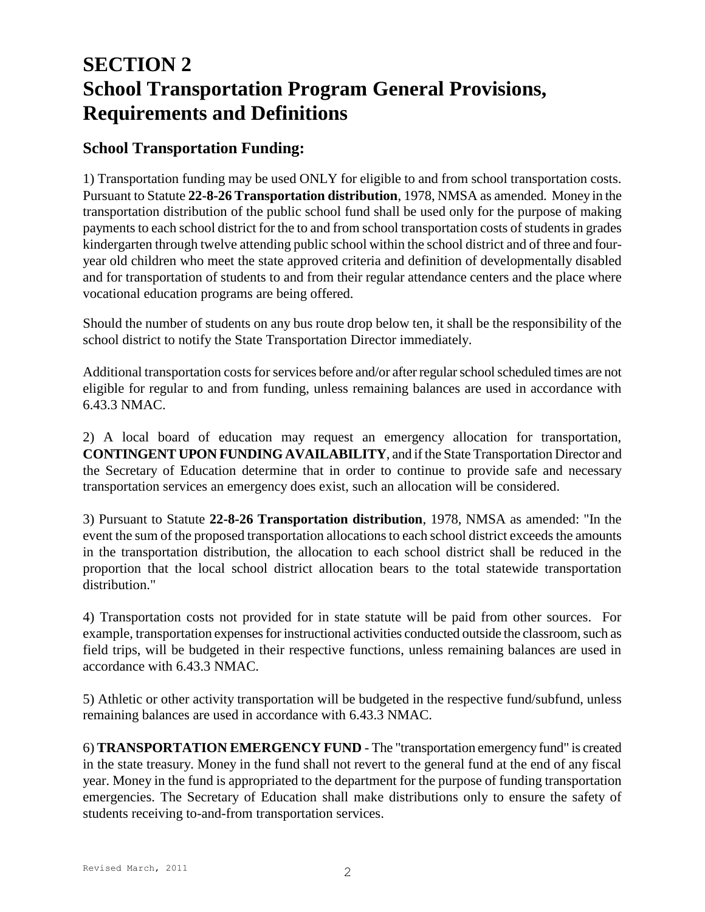# SECTION 2
# School Transportation Program General Provisions, Requirements and Definitions

## School Transportation Funding:

1) Transportation funding may be used ONLY for eligible to and from school transportation costs. Pursuant to Statute **22-8-26 Transportation distribution**, 1978, NMSA as amended. Money in the transportation distribution of the public school fund shall be used only for the purpose of making payments to each school district for the to and from school transportation costs of students in grades kindergarten through twelve attending public school within the school district and of three and four-year old children who meet the state approved criteria and definition of developmentally disabled and for transportation of students to and from their regular attendance centers and the place where vocational education programs are being offered.

Should the number of students on any bus route drop below ten, it shall be the responsibility of the school district to notify the State Transportation Director immediately.

Additional transportation costs for services before and/or after regular school scheduled times are not eligible for regular to and from funding, unless remaining balances are used in accordance with 6.43.3 NMAC.

2) A local board of education may request an emergency allocation for transportation, **CONTINGENT UPON FUNDING AVAILABILITY**, and if the State Transportation Director and the Secretary of Education determine that in order to continue to provide safe and necessary transportation services an emergency does exist, such an allocation will be considered.

3) Pursuant to Statute **22-8-26 Transportation distribution**, 1978, NMSA as amended: "In the event the sum of the proposed transportation allocations to each school district exceeds the amounts in the transportation distribution, the allocation to each school district shall be reduced in the proportion that the local school district allocation bears to the total statewide transportation distribution."

4) Transportation costs not provided for in state statute will be paid from other sources. For example, transportation expenses for instructional activities conducted outside the classroom, such as field trips, will be budgeted in their respective functions, unless remaining balances are used in accordance with 6.43.3 NMAC.

5) Athletic or other activity transportation will be budgeted in the respective fund/subfund, unless remaining balances are used in accordance with 6.43.3 NMAC.

6) **TRANSPORTATION EMERGENCY FUND** - The "transportation emergency fund" is created in the state treasury. Money in the fund shall not revert to the general fund at the end of any fiscal year. Money in the fund is appropriated to the department for the purpose of funding transportation emergencies. The Secretary of Education shall make distributions only to ensure the safety of students receiving to-and-from transportation services.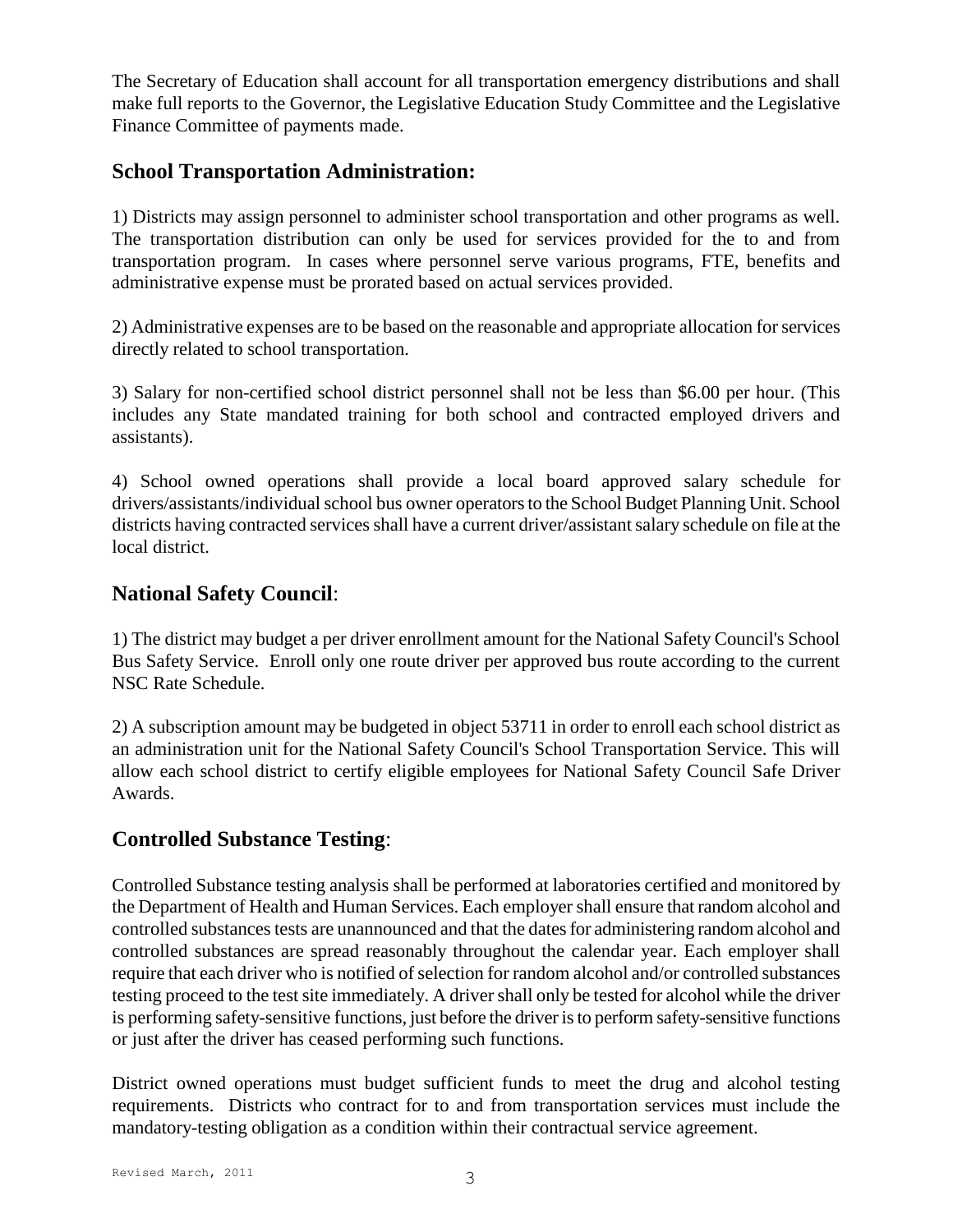The Secretary of Education shall account for all transportation emergency distributions and shall make full reports to the Governor, the Legislative Education Study Committee and the Legislative Finance Committee of payments made.

## School Transportation Administration:

1) Districts may assign personnel to administer school transportation and other programs as well. The transportation distribution can only be used for services provided for the to and from transportation program. In cases where personnel serve various programs, FTE, benefits and administrative expense must be prorated based on actual services provided.

2) Administrative expenses are to be based on the reasonable and appropriate allocation for services directly related to school transportation.

3) Salary for non-certified school district personnel shall not be less than $6.00 per hour. (This includes any State mandated training for both school and contracted employed drivers and assistants).

4) School owned operations shall provide a local board approved salary schedule for drivers/assistants/individual school bus owner operators to the School Budget Planning Unit. School districts having contracted services shall have a current driver/assistant salary schedule on file at the local district.

## **National Safety Council**:

1) The district may budget a per driver enrollment amount for the National Safety Council's School Bus Safety Service. Enroll only one route driver per approved bus route according to the current NSC Rate Schedule.

2) A subscription amount may be budgeted in object 53711 in order to enroll each school district as an administration unit for the National Safety Council's School Transportation Service. This will allow each school district to certify eligible employees for National Safety Council Safe Driver Awards.

## **Controlled Substance Testing**:

Controlled Substance testing analysis shall be performed at laboratories certified and monitored by the Department of Health and Human Services. Each employer shall ensure that random alcohol and controlled substances tests are unannounced and that the dates for administering random alcohol and controlled substances are spread reasonably throughout the calendar year. Each employer shall require that each driver who is notified of selection for random alcohol and/or controlled substances testing proceed to the test site immediately. A driver shall only be tested for alcohol while the driver is performing safety-sensitive functions, just before the driver is to perform safety-sensitive functions or just after the driver has ceased performing such functions.

District owned operations must budget sufficient funds to meet the drug and alcohol testing requirements. Districts who contract for to and from transportation services must include the mandatory-testing obligation as a condition within their contractual service agreement.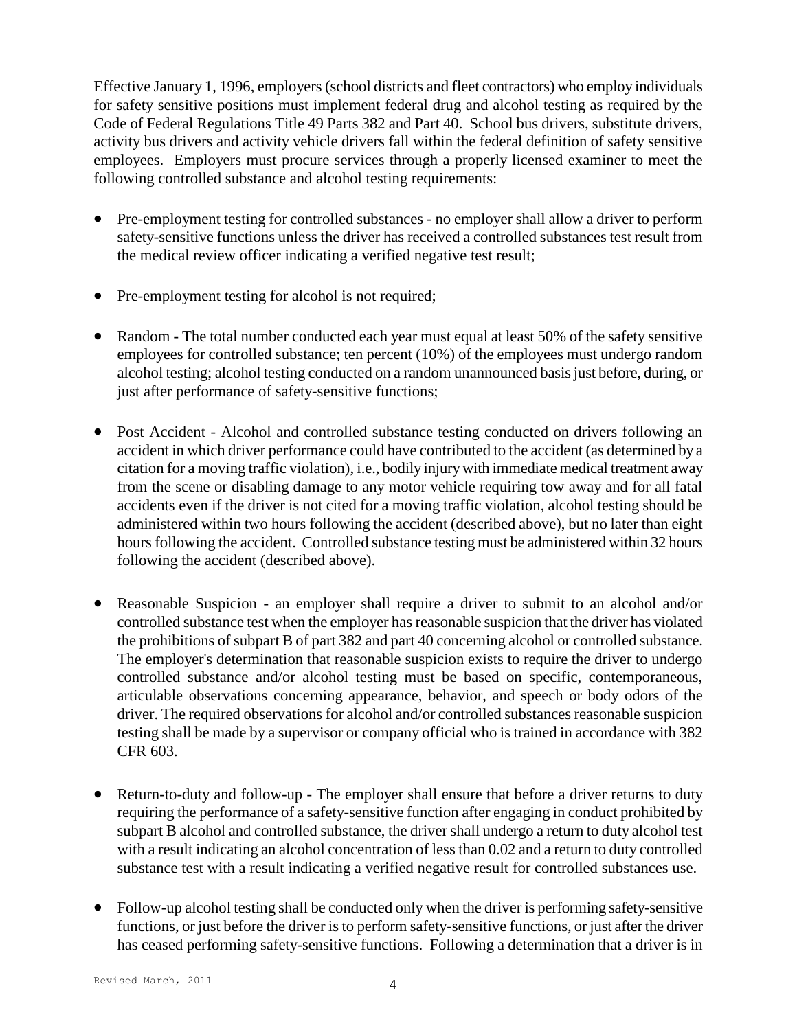Effective January 1, 1996, employers (school districts and fleet contractors) who employ individuals for safety sensitive positions must implement federal drug and alcohol testing as required by the Code of Federal Regulations Title 49 Parts 382 and Part 40. School bus drivers, substitute drivers, activity bus drivers and activity vehicle drivers fall within the federal definition of safety sensitive employees. Employers must procure services through a properly licensed examiner to meet the following controlled substance and alcohol testing requirements:

- Pre-employment testing for controlled substances - no employer shall allow a driver to perform safety-sensitive functions unless the driver has received a controlled substances test result from the medical review officer indicating a verified negative test result;

- Pre-employment testing for alcohol is not required;

- Random - The total number conducted each year must equal at least 50% of the safety sensitive employees for controlled substance; ten percent (10%) of the employees must undergo random alcohol testing; alcohol testing conducted on a random unannounced basis just before, during, or just after performance of safety-sensitive functions;

- Post Accident - Alcohol and controlled substance testing conducted on drivers following an accident in which driver performance could have contributed to the accident (as determined by a citation for a moving traffic violation), i.e., bodily injury with immediate medical treatment away from the scene or disabling damage to any motor vehicle requiring tow away and for all fatal accidents even if the driver is not cited for a moving traffic violation, alcohol testing should be administered within two hours following the accident (described above), but no later than eight hours following the accident. Controlled substance testing must be administered within 32 hours following the accident (described above).

- Reasonable Suspicion - an employer shall require a driver to submit to an alcohol and/or controlled substance test when the employer has reasonable suspicion that the driver has violated the prohibitions of subpart B of part 382 and part 40 concerning alcohol or controlled substance. The employer's determination that reasonable suspicion exists to require the driver to undergo controlled substance and/or alcohol testing must be based on specific, contemporaneous, articulable observations concerning appearance, behavior, and speech or body odors of the driver. The required observations for alcohol and/or controlled substances reasonable suspicion testing shall be made by a supervisor or company official who is trained in accordance with 382 CFR 603.

- Return-to-duty and follow-up - The employer shall ensure that before a driver returns to duty requiring the performance of a safety-sensitive function after engaging in conduct prohibited by subpart B alcohol and controlled substance, the driver shall undergo a return to duty alcohol test with a result indicating an alcohol concentration of less than 0.02 and a return to duty controlled substance test with a result indicating a verified negative result for controlled substances use.

- Follow-up alcohol testing shall be conducted only when the driver is performing safety-sensitive functions, or just before the driver is to perform safety-sensitive functions, or just after the driver has ceased performing safety-sensitive functions. Following a determination that a driver is in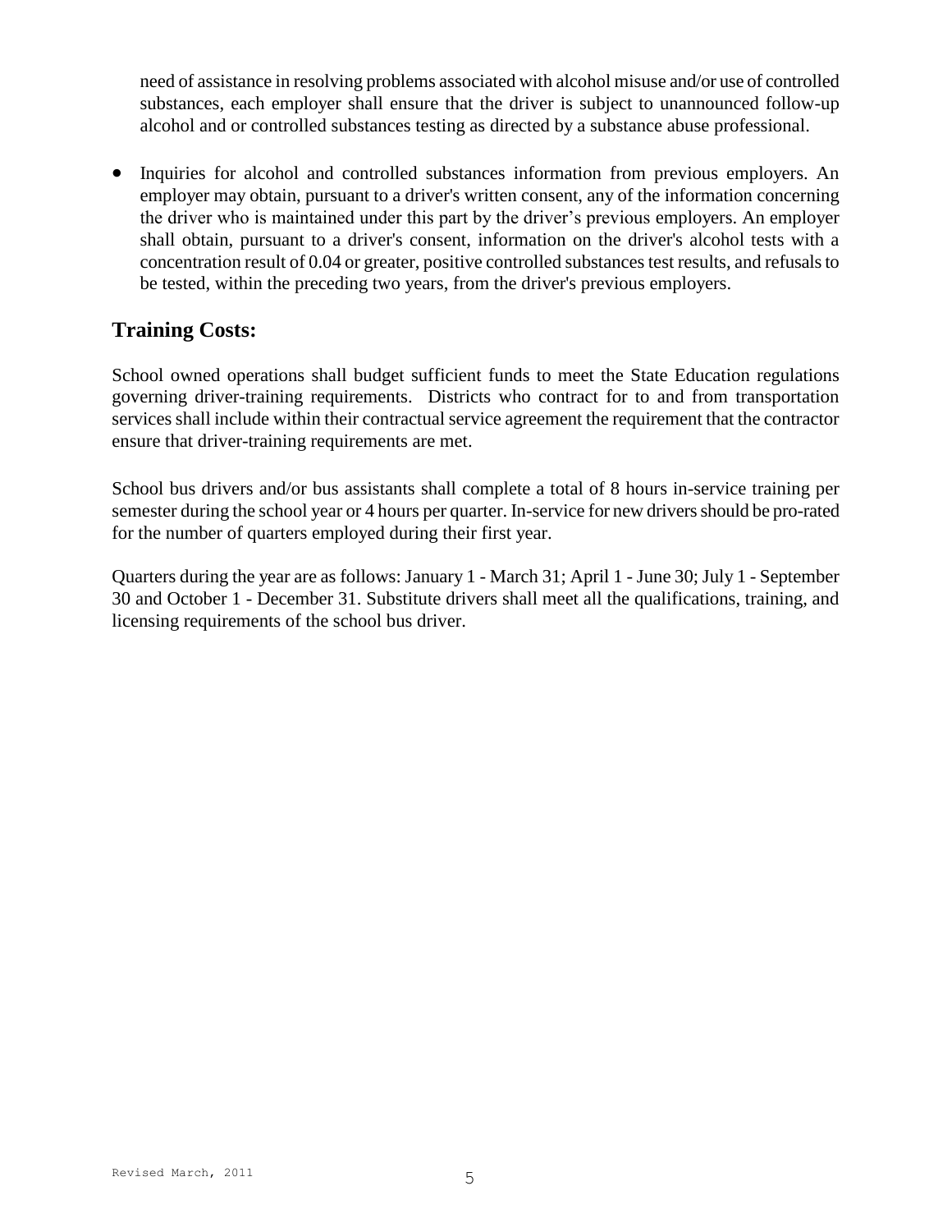need of assistance in resolving problems associated with alcohol misuse and/or use of controlled substances, each employer shall ensure that the driver is subject to unannounced follow-up alcohol and or controlled substances testing as directed by a substance abuse professional.

- Inquiries for alcohol and controlled substances information from previous employers. An employer may obtain, pursuant to a driver's written consent, any of the information concerning the driver who is maintained under this part by the driver's previous employers. An employer shall obtain, pursuant to a driver's consent, information on the driver's alcohol tests with a concentration result of 0.04 or greater, positive controlled substances test results, and refusals to be tested, within the preceding two years, from the driver's previous employers.

## Training Costs:

School owned operations shall budget sufficient funds to meet the State Education regulations governing driver-training requirements. Districts who contract for to and from transportation services shall include within their contractual service agreement the requirement that the contractor ensure that driver-training requirements are met.

School bus drivers and/or bus assistants shall complete a total of 8 hours in-service training per semester during the school year or 4 hours per quarter. In-service for new drivers should be pro-rated for the number of quarters employed during their first year.

Quarters during the year are as follows: January 1 - March 31; April 1 - June 30; July 1 - September 30 and October 1 - December 31. Substitute drivers shall meet all the qualifications, training, and licensing requirements of the school bus driver.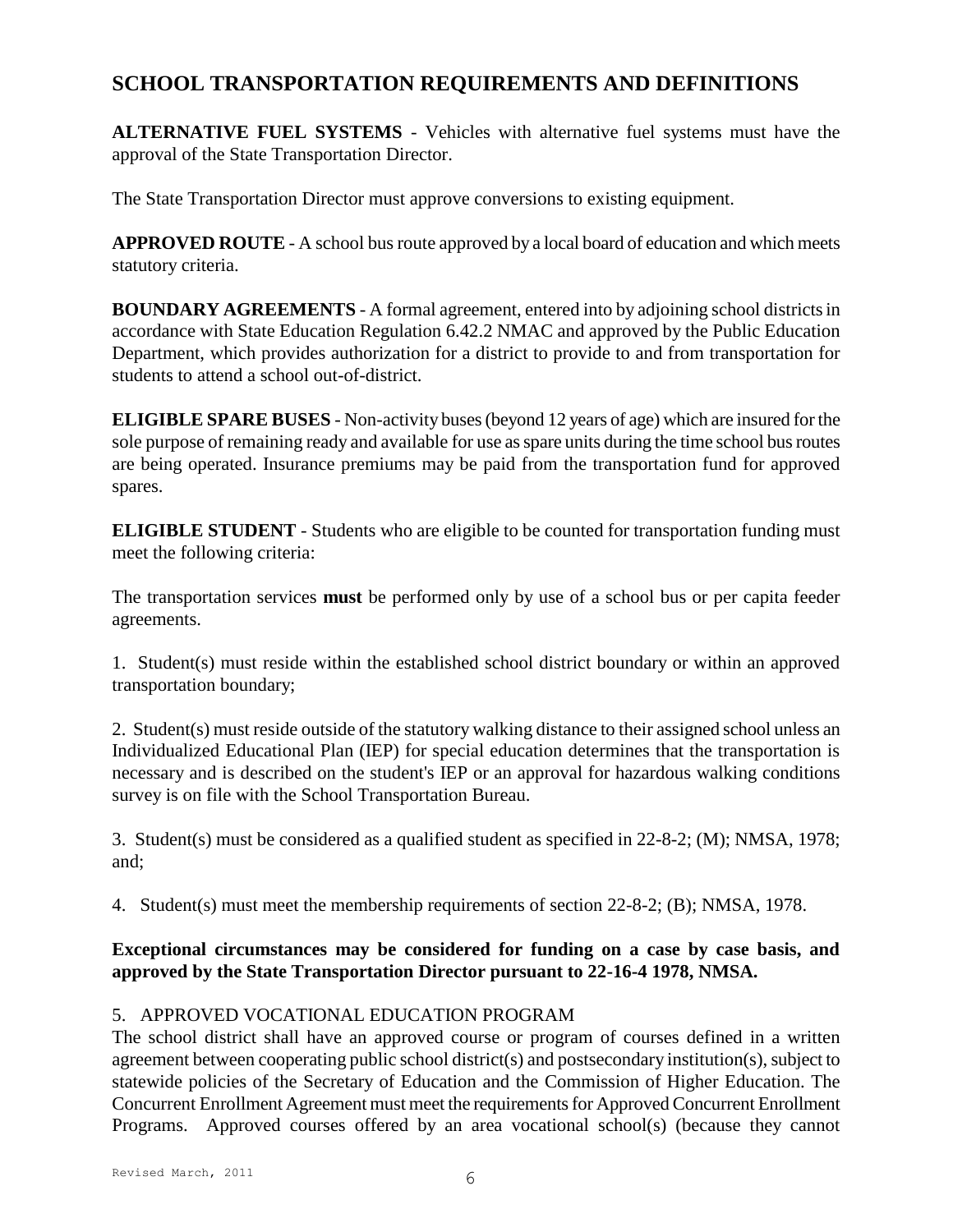## SCHOOL TRANSPORTATION REQUIREMENTS AND DEFINITIONS

**ALTERNATIVE FUEL SYSTEMS** - Vehicles with alternative fuel systems must have the approval of the State Transportation Director.

The State Transportation Director must approve conversions to existing equipment.

**APPROVED ROUTE** - A school bus route approved by a local board of education and which meets statutory criteria.

**BOUNDARY AGREEMENTS** - A formal agreement, entered into by adjoining school districts in accordance with State Education Regulation 6.42.2 NMAC and approved by the Public Education Department, which provides authorization for a district to provide to and from transportation for students to attend a school out-of-district.

**ELIGIBLE SPARE BUSES** - Non-activity buses (beyond 12 years of age) which are insured for the sole purpose of remaining ready and available for use as spare units during the time school bus routes are being operated. Insurance premiums may be paid from the transportation fund for approved spares.

**ELIGIBLE STUDENT** - Students who are eligible to be counted for transportation funding must meet the following criteria:

The transportation services **must** be performed only by use of a school bus or per capita feeder agreements.

1. Student(s) must reside within the established school district boundary or within an approved transportation boundary;

2. Student(s) must reside outside of the statutory walking distance to their assigned school unless an Individualized Educational Plan (IEP) for special education determines that the transportation is necessary and is described on the student's IEP or an approval for hazardous walking conditions survey is on file with the School Transportation Bureau.

3. Student(s) must be considered as a qualified student as specified in 22-8-2; (M); NMSA, 1978; and;

4. Student(s) must meet the membership requirements of section 22-8-2; (B); NMSA, 1978.

**Exceptional circumstances may be considered for funding on a case by case basis, and approved by the State Transportation Director pursuant to 22-16-4 1978, NMSA.**

5. APPROVED VOCATIONAL EDUCATION PROGRAM

The school district shall have an approved course or program of courses defined in a written agreement between cooperating public school district(s) and postsecondary institution(s), subject to statewide policies of the Secretary of Education and the Commission of Higher Education. The Concurrent Enrollment Agreement must meet the requirements for Approved Concurrent Enrollment Programs. Approved courses offered by an area vocational school(s) (because they cannot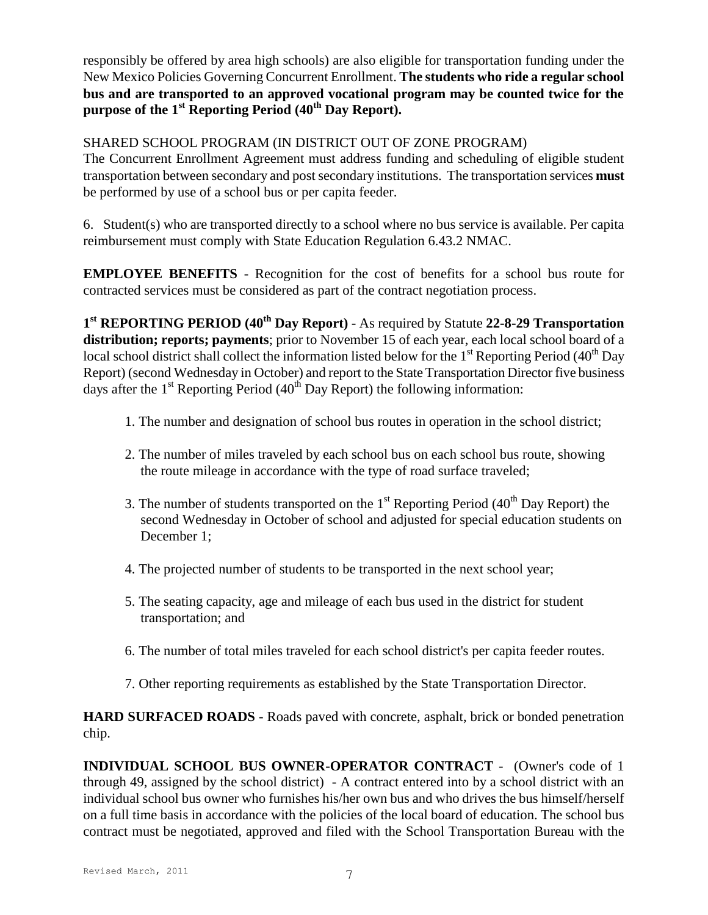responsibly be offered by area high schools) are also eligible for transportation funding under the New Mexico Policies Governing Concurrent Enrollment. **The students who ride a regular school bus and are transported to an approved vocational program may be counted twice for the purpose of the 1st Reporting Period (40th Day Report).**

SHARED SCHOOL PROGRAM (IN DISTRICT OUT OF ZONE PROGRAM)
The Concurrent Enrollment Agreement must address funding and scheduling of eligible student transportation between secondary and post secondary institutions. The transportation services **must** be performed by use of a school bus or per capita feeder.

6. Student(s) who are transported directly to a school where no bus service is available. Per capita reimbursement must comply with State Education Regulation 6.43.2 NMAC.

**EMPLOYEE BENEFITS** - Recognition for the cost of benefits for a school bus route for contracted services must be considered as part of the contract negotiation process.

**1st REPORTING PERIOD (40th Day Report)** - As required by Statute **22-8-29 Transportation distribution; reports; payments**; prior to November 15 of each year, each local school board of a local school district shall collect the information listed below for the 1st Reporting Period (40th Day Report) (second Wednesday in October) and report to the State Transportation Director five business days after the 1st Reporting Period (40th Day Report) the following information:

1. The number and designation of school bus routes in operation in the school district;

2. The number of miles traveled by each school bus on each school bus route, showing the route mileage in accordance with the type of road surface traveled;

3. The number of students transported on the 1st Reporting Period (40th Day Report) the second Wednesday in October of school and adjusted for special education students on December 1;

4. The projected number of students to be transported in the next school year;

5. The seating capacity, age and mileage of each bus used in the district for student transportation; and

6. The number of total miles traveled for each school district's per capita feeder routes.

7. Other reporting requirements as established by the State Transportation Director.

**HARD SURFACED ROADS** - Roads paved with concrete, asphalt, brick or bonded penetration chip.

**INDIVIDUAL SCHOOL BUS OWNER-OPERATOR CONTRACT** - (Owner's code of 1 through 49, assigned by the school district) - A contract entered into by a school district with an individual school bus owner who furnishes his/her own bus and who drives the bus himself/herself on a full time basis in accordance with the policies of the local board of education. The school bus contract must be negotiated, approved and filed with the School Transportation Bureau with the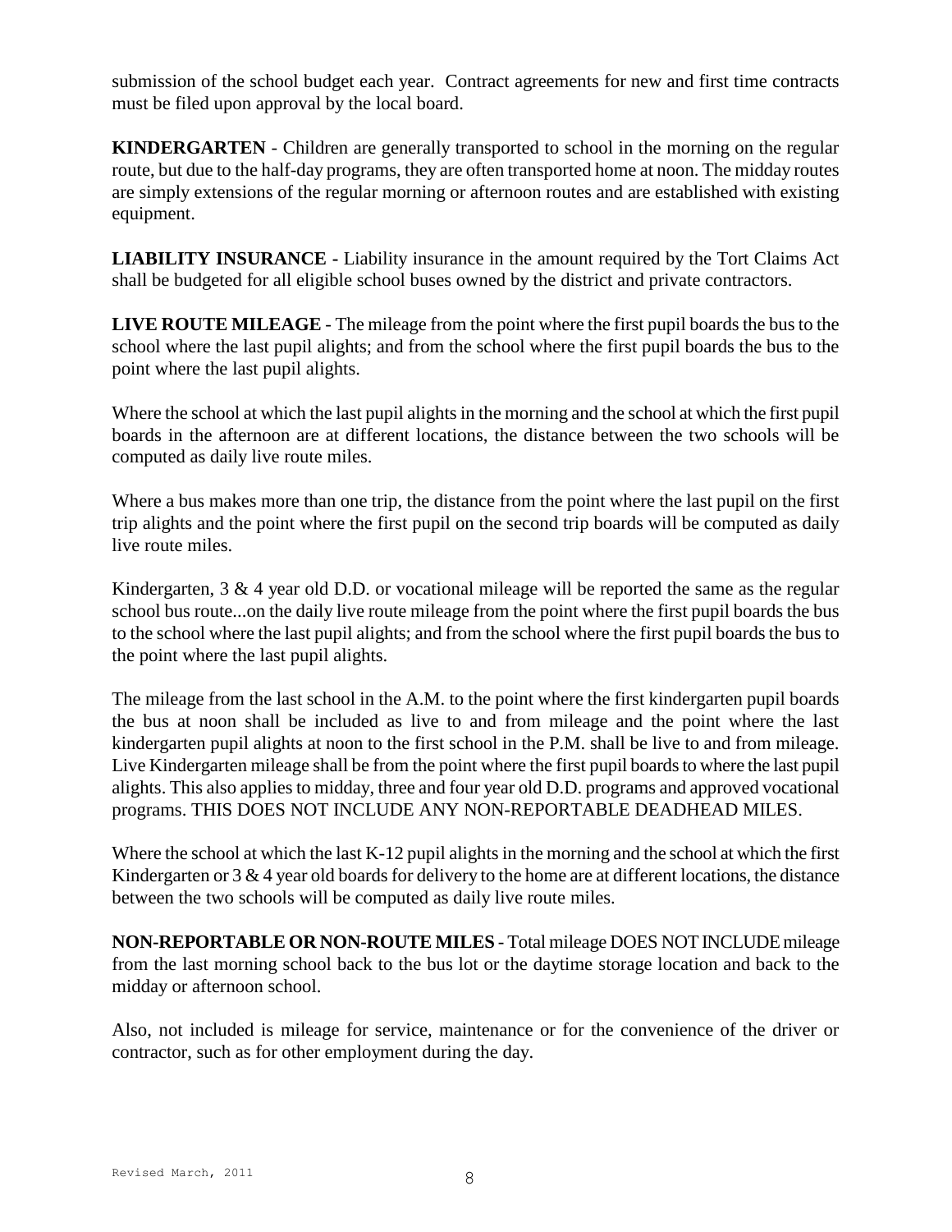submission of the school budget each year. Contract agreements for new and first time contracts must be filed upon approval by the local board.

**KINDERGARTEN** - Children are generally transported to school in the morning on the regular route, but due to the half-day programs, they are often transported home at noon. The midday routes are simply extensions of the regular morning or afternoon routes and are established with existing equipment.

**LIABILITY INSURANCE -** Liability insurance in the amount required by the Tort Claims Act shall be budgeted for all eligible school buses owned by the district and private contractors.

**LIVE ROUTE MILEAGE** - The mileage from the point where the first pupil boards the bus to the school where the last pupil alights; and from the school where the first pupil boards the bus to the point where the last pupil alights.

Where the school at which the last pupil alights in the morning and the school at which the first pupil boards in the afternoon are at different locations, the distance between the two schools will be computed as daily live route miles.

Where a bus makes more than one trip, the distance from the point where the last pupil on the first trip alights and the point where the first pupil on the second trip boards will be computed as daily live route miles.

Kindergarten, 3 & 4 year old D.D. or vocational mileage will be reported the same as the regular school bus route...on the daily live route mileage from the point where the first pupil boards the bus to the school where the last pupil alights; and from the school where the first pupil boards the bus to the point where the last pupil alights.

The mileage from the last school in the A.M. to the point where the first kindergarten pupil boards the bus at noon shall be included as live to and from mileage and the point where the last kindergarten pupil alights at noon to the first school in the P.M. shall be live to and from mileage. Live Kindergarten mileage shall be from the point where the first pupil boards to where the last pupil alights. This also applies to midday, three and four year old D.D. programs and approved vocational programs. THIS DOES NOT INCLUDE ANY NON-REPORTABLE DEADHEAD MILES.

Where the school at which the last K-12 pupil alights in the morning and the school at which the first Kindergarten or 3 & 4 year old boards for delivery to the home are at different locations, the distance between the two schools will be computed as daily live route miles.

**NON-REPORTABLE OR NON-ROUTE MILES** - Total mileage DOES NOT INCLUDE mileage from the last morning school back to the bus lot or the daytime storage location and back to the midday or afternoon school.

Also, not included is mileage for service, maintenance or for the convenience of the driver or contractor, such as for other employment during the day.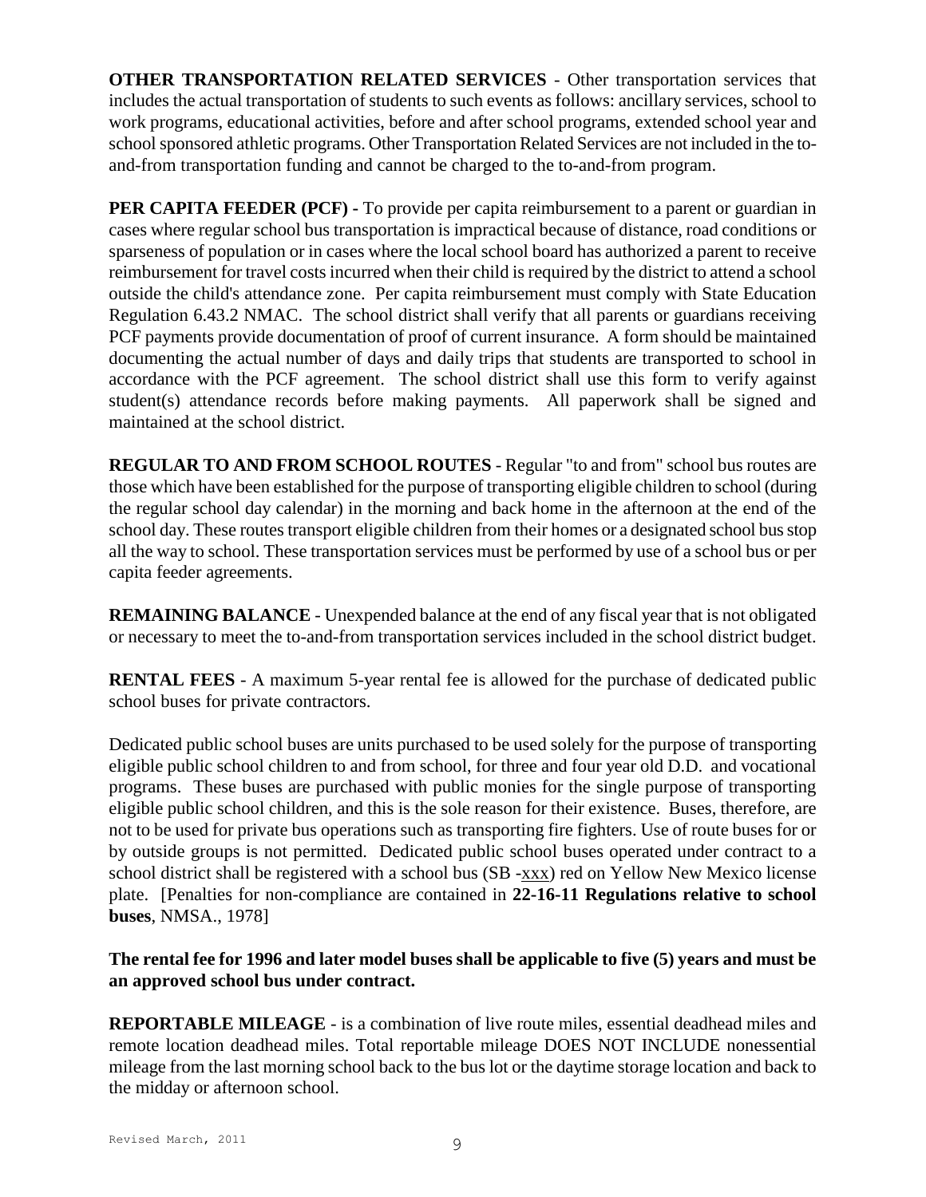**OTHER TRANSPORTATION RELATED SERVICES** - Other transportation services that includes the actual transportation of students to such events as follows: ancillary services, school to work programs, educational activities, before and after school programs, extended school year and school sponsored athletic programs. Other Transportation Related Services are not included in the to-and-from transportation funding and cannot be charged to the to-and-from program.

**PER CAPITA FEEDER (PCF) -** To provide per capita reimbursement to a parent or guardian in cases where regular school bus transportation is impractical because of distance, road conditions or sparseness of population or in cases where the local school board has authorized a parent to receive reimbursement for travel costs incurred when their child is required by the district to attend a school outside the child's attendance zone. Per capita reimbursement must comply with State Education Regulation 6.43.2 NMAC. The school district shall verify that all parents or guardians receiving PCF payments provide documentation of proof of current insurance. A form should be maintained documenting the actual number of days and daily trips that students are transported to school in accordance with the PCF agreement. The school district shall use this form to verify against student(s) attendance records before making payments. All paperwork shall be signed and maintained at the school district.

**REGULAR TO AND FROM SCHOOL ROUTES** - Regular "to and from" school bus routes are those which have been established for the purpose of transporting eligible children to school (during the regular school day calendar) in the morning and back home in the afternoon at the end of the school day. These routes transport eligible children from their homes or a designated school bus stop all the way to school. These transportation services must be performed by use of a school bus or per capita feeder agreements.

**REMAINING BALANCE** - Unexpended balance at the end of any fiscal year that is not obligated or necessary to meet the to-and-from transportation services included in the school district budget.

**RENTAL FEES** - A maximum 5-year rental fee is allowed for the purchase of dedicated public school buses for private contractors.

Dedicated public school buses are units purchased to be used solely for the purpose of transporting eligible public school children to and from school, for three and four year old D.D. and vocational programs. These buses are purchased with public monies for the single purpose of transporting eligible public school children, and this is the sole reason for their existence. Buses, therefore, are not to be used for private bus operations such as transporting fire fighters. Use of route buses for or by outside groups is not permitted. Dedicated public school buses operated under contract to a school district shall be registered with a school bus (SB -xxx) red on Yellow New Mexico license plate. [Penalties for non-compliance are contained in **22-16-11 Regulations relative to school buses**, NMSA., 1978]

**The rental fee for 1996 and later model buses shall be applicable to five (5) years and must be an approved school bus under contract.**

**REPORTABLE MILEAGE** - is a combination of live route miles, essential deadhead miles and remote location deadhead miles. Total reportable mileage DOES NOT INCLUDE nonessential mileage from the last morning school back to the bus lot or the daytime storage location and back to the midday or afternoon school.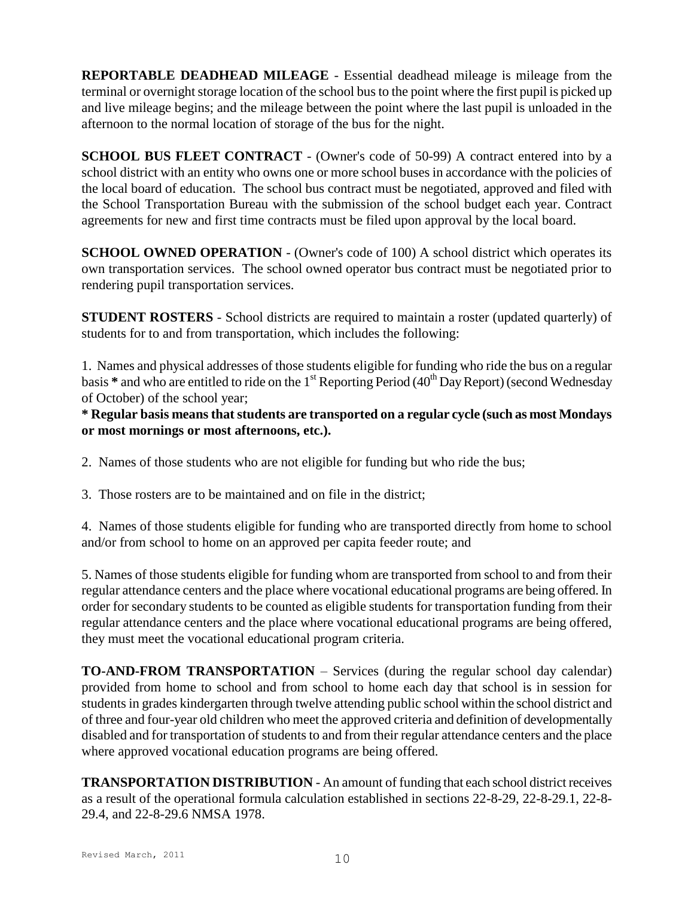**REPORTABLE DEADHEAD MILEAGE** - Essential deadhead mileage is mileage from the terminal or overnight storage location of the school bus to the point where the first pupil is picked up and live mileage begins; and the mileage between the point where the last pupil is unloaded in the afternoon to the normal location of storage of the bus for the night.

**SCHOOL BUS FLEET CONTRACT** - (Owner's code of 50-99) A contract entered into by a school district with an entity who owns one or more school buses in accordance with the policies of the local board of education. The school bus contract must be negotiated, approved and filed with the School Transportation Bureau with the submission of the school budget each year. Contract agreements for new and first time contracts must be filed upon approval by the local board.

**SCHOOL OWNED OPERATION** - (Owner's code of 100) A school district which operates its own transportation services. The school owned operator bus contract must be negotiated prior to rendering pupil transportation services.

**STUDENT ROSTERS** - School districts are required to maintain a roster (updated quarterly) of students for to and from transportation, which includes the following:

1. Names and physical addresses of those students eligible for funding who ride the bus on a regular basis **\*** and who are entitled to ride on the 1st Reporting Period (40th Day Report) (second Wednesday of October) of the school year;

**\* Regular basis means that students are transported on a regular cycle (such as most Mondays or most mornings or most afternoons, etc.).**

2. Names of those students who are not eligible for funding but who ride the bus;

3. Those rosters are to be maintained and on file in the district;

4. Names of those students eligible for funding who are transported directly from home to school and/or from school to home on an approved per capita feeder route; and

5. Names of those students eligible for funding whom are transported from school to and from their regular attendance centers and the place where vocational educational programs are being offered. In order for secondary students to be counted as eligible students for transportation funding from their regular attendance centers and the place where vocational educational programs are being offered, they must meet the vocational educational program criteria.

**TO-AND-FROM TRANSPORTATION** – Services (during the regular school day calendar) provided from home to school and from school to home each day that school is in session for students in grades kindergarten through twelve attending public school within the school district and of three and four-year old children who meet the approved criteria and definition of developmentally disabled and for transportation of students to and from their regular attendance centers and the place where approved vocational education programs are being offered.

**TRANSPORTATION DISTRIBUTION** - An amount of funding that each school district receives as a result of the operational formula calculation established in sections 22-8-29, 22-8-29.1, 22-8-29.4, and 22-8-29.6 NMSA 1978.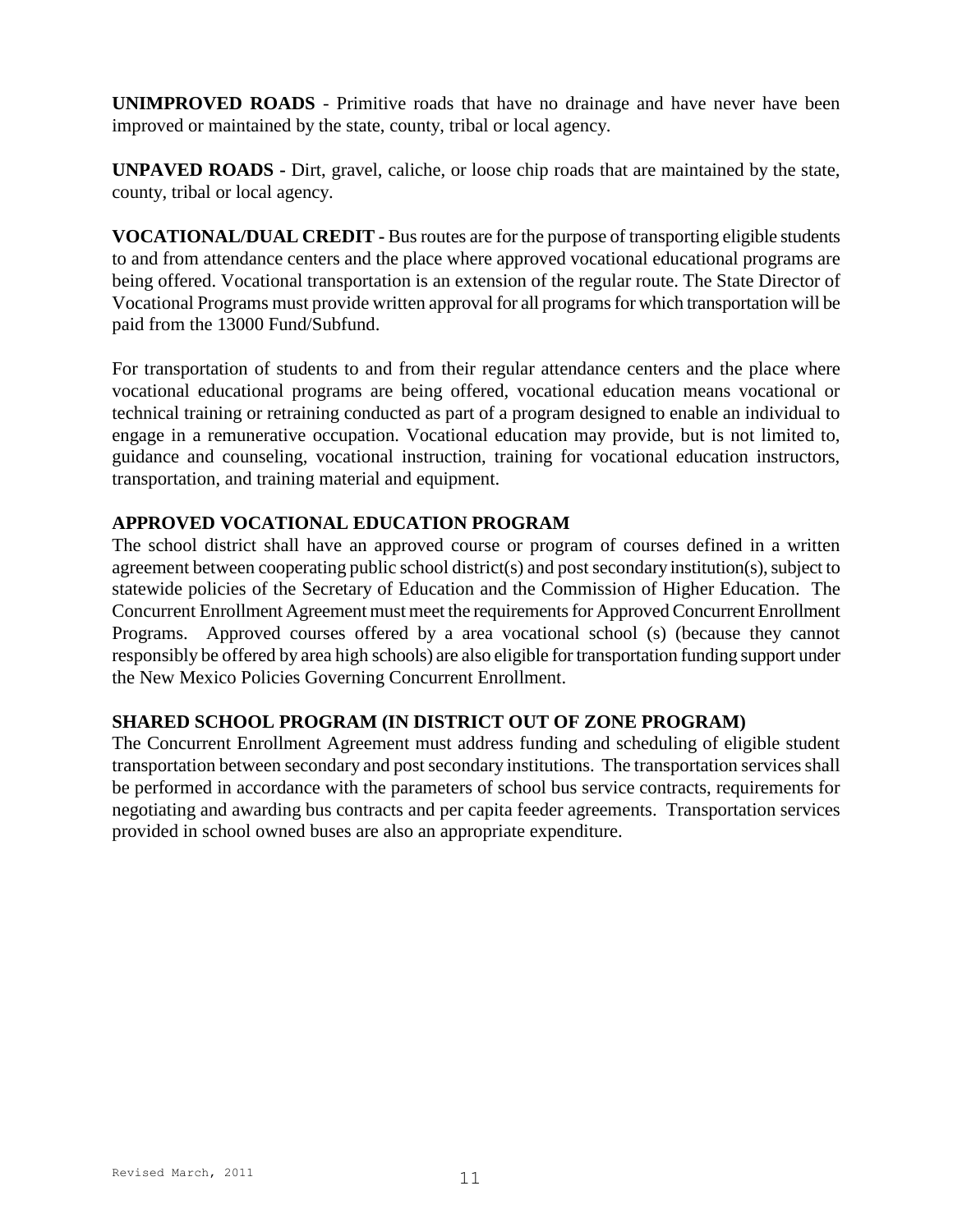**UNIMPROVED ROADS** - Primitive roads that have no drainage and have never have been improved or maintained by the state, county, tribal or local agency.

**UNPAVED ROADS -** Dirt, gravel, caliche, or loose chip roads that are maintained by the state, county, tribal or local agency.

**VOCATIONAL/DUAL CREDIT -** Bus routes are for the purpose of transporting eligible students to and from attendance centers and the place where approved vocational educational programs are being offered. Vocational transportation is an extension of the regular route. The State Director of Vocational Programs must provide written approval for all programs for which transportation will be paid from the 13000 Fund/Subfund.

For transportation of students to and from their regular attendance centers and the place where vocational educational programs are being offered, vocational education means vocational or technical training or retraining conducted as part of a program designed to enable an individual to engage in a remunerative occupation. Vocational education may provide, but is not limited to, guidance and counseling, vocational instruction, training for vocational education instructors, transportation, and training material and equipment.

**APPROVED VOCATIONAL EDUCATION PROGRAM**

The school district shall have an approved course or program of courses defined in a written agreement between cooperating public school district(s) and post secondary institution(s), subject to statewide policies of the Secretary of Education and the Commission of Higher Education. The Concurrent Enrollment Agreement must meet the requirements for Approved Concurrent Enrollment Programs. Approved courses offered by a area vocational school (s) (because they cannot responsibly be offered by area high schools) are also eligible for transportation funding support under the New Mexico Policies Governing Concurrent Enrollment.

**SHARED SCHOOL PROGRAM (IN DISTRICT OUT OF ZONE PROGRAM)**

The Concurrent Enrollment Agreement must address funding and scheduling of eligible student transportation between secondary and post secondary institutions. The transportation services shall be performed in accordance with the parameters of school bus service contracts, requirements for negotiating and awarding bus contracts and per capita feeder agreements. Transportation services provided in school owned buses are also an appropriate expenditure.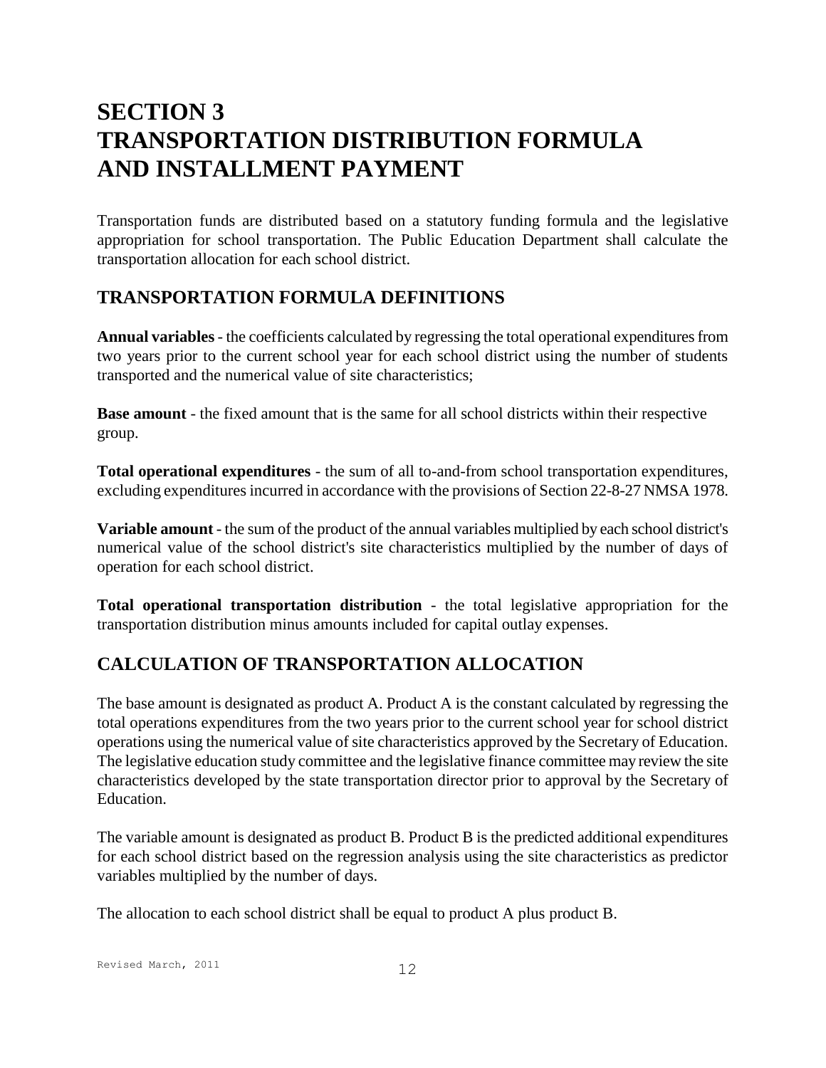# SECTION 3
# TRANSPORTATION DISTRIBUTION FORMULA AND INSTALLMENT PAYMENT

Transportation funds are distributed based on a statutory funding formula and the legislative appropriation for school transportation. The Public Education Department shall calculate the transportation allocation for each school district.

## TRANSPORTATION FORMULA DEFINITIONS

**Annual variables** - the coefficients calculated by regressing the total operational expenditures from two years prior to the current school year for each school district using the number of students transported and the numerical value of site characteristics;

**Base amount** - the fixed amount that is the same for all school districts within their respective group.

**Total operational expenditures** - the sum of all to-and-from school transportation expenditures, excluding expenditures incurred in accordance with the provisions of Section 22-8-27 NMSA 1978.

**Variable amount** - the sum of the product of the annual variables multiplied by each school district's numerical value of the school district's site characteristics multiplied by the number of days of operation for each school district.

**Total operational transportation distribution** - the total legislative appropriation for the transportation distribution minus amounts included for capital outlay expenses.

## CALCULATION OF TRANSPORTATION ALLOCATION

The base amount is designated as product A. Product A is the constant calculated by regressing the total operations expenditures from the two years prior to the current school year for school district operations using the numerical value of site characteristics approved by the Secretary of Education. The legislative education study committee and the legislative finance committee may review the site characteristics developed by the state transportation director prior to approval by the Secretary of Education.

The variable amount is designated as product B. Product B is the predicted additional expenditures for each school district based on the regression analysis using the site characteristics as predictor variables multiplied by the number of days.

The allocation to each school district shall be equal to product A plus product B.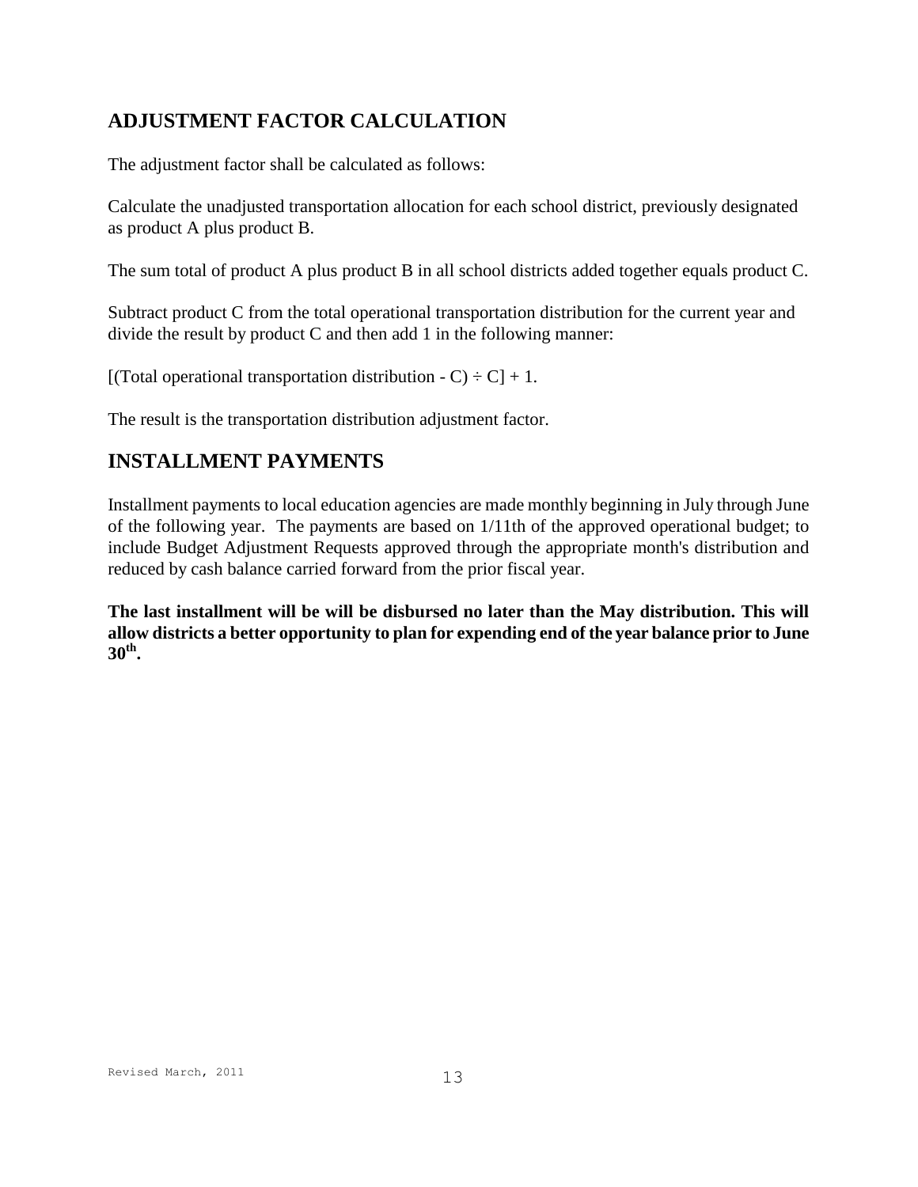## ADJUSTMENT FACTOR CALCULATION

The adjustment factor shall be calculated as follows:

Calculate the unadjusted transportation allocation for each school district, previously designated as product A plus product B.

The sum total of product A plus product B in all school districts added together equals product C.

Subtract product C from the total operational transportation distribution for the current year and divide the result by product C and then add 1 in the following manner:

[(Total operational transportation distribution - C) ÷ C] + 1.

The result is the transportation distribution adjustment factor.

## INSTALLMENT PAYMENTS

Installment payments to local education agencies are made monthly beginning in July through June of the following year. The payments are based on 1/11th of the approved operational budget; to include Budget Adjustment Requests approved through the appropriate month's distribution and reduced by cash balance carried forward from the prior fiscal year.

**The last installment will be will be disbursed no later than the May distribution. This will allow districts a better opportunity to plan for expending end of the year balance prior to June 30th.**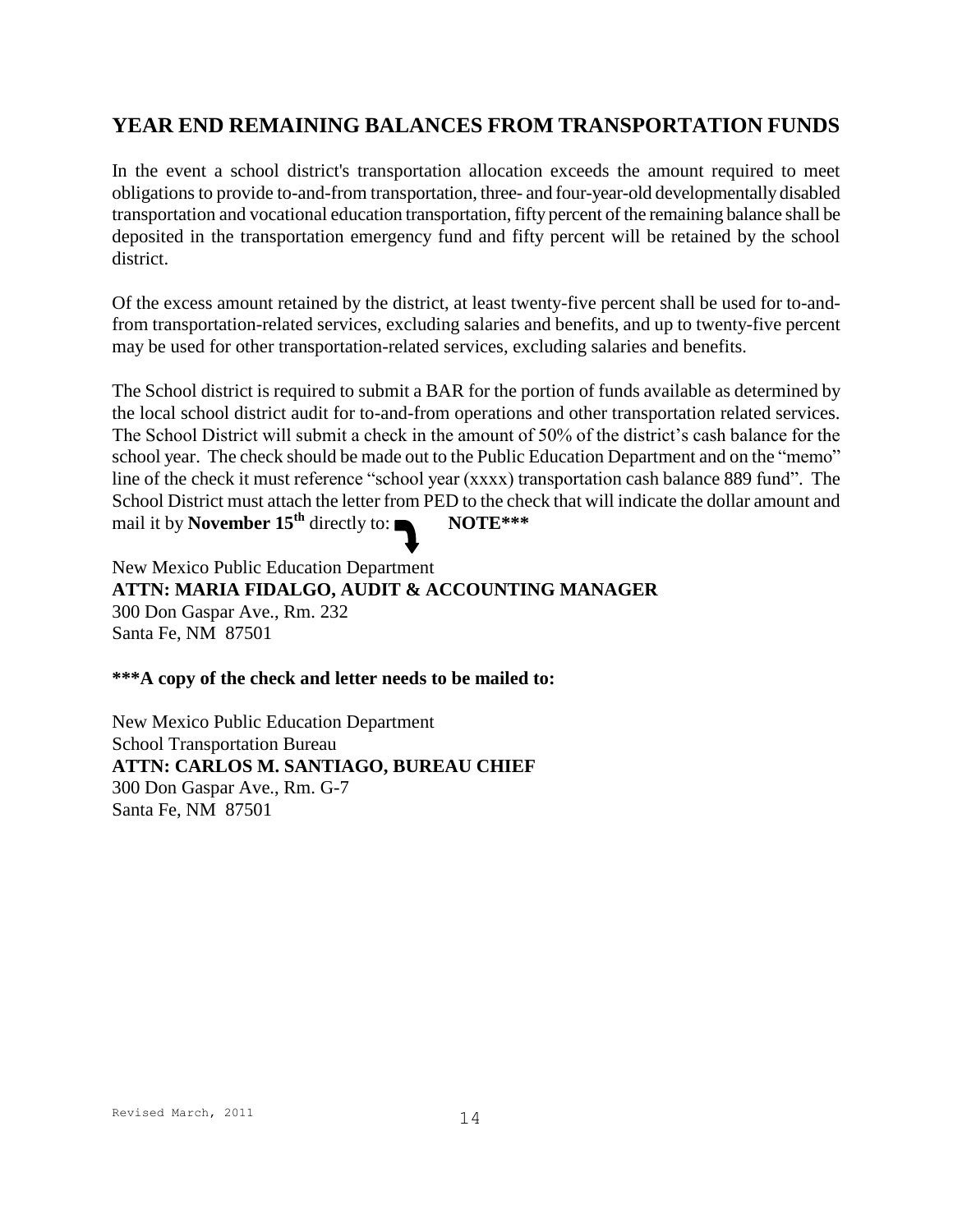## YEAR END REMAINING BALANCES FROM TRANSPORTATION FUNDS

In the event a school district's transportation allocation exceeds the amount required to meet obligations to provide to-and-from transportation, three- and four-year-old developmentally disabled transportation and vocational education transportation, fifty percent of the remaining balance shall be deposited in the transportation emergency fund and fifty percent will be retained by the school district.

Of the excess amount retained by the district, at least twenty-five percent shall be used for to-and-from transportation-related services, excluding salaries and benefits, and up to twenty-five percent may be used for other transportation-related services, excluding salaries and benefits.

The School district is required to submit a BAR for the portion of funds available as determined by the local school district audit for to-and-from operations and other transportation related services. The School District will submit a check in the amount of 50% of the district's cash balance for the school year. The check should be made out to the Public Education Department and on the "memo" line of the check it must reference "school year (xxxx) transportation cash balance 889 fund". The School District must attach the letter from PED to the check that will indicate the dollar amount and mail it by **November 15th** directly to: **NOTE*****

New Mexico Public Education Department
**ATTN: MARIA FIDALGO, AUDIT & ACCOUNTING MANAGER**
300 Don Gaspar Ave., Rm. 232
Santa Fe, NM 87501

*****A copy of the check and letter needs to be mailed to:**

New Mexico Public Education Department
School Transportation Bureau
**ATTN: CARLOS M. SANTIAGO, BUREAU CHIEF**
300 Don Gaspar Ave., Rm. G-7
Santa Fe, NM 87501

Revised March, 2011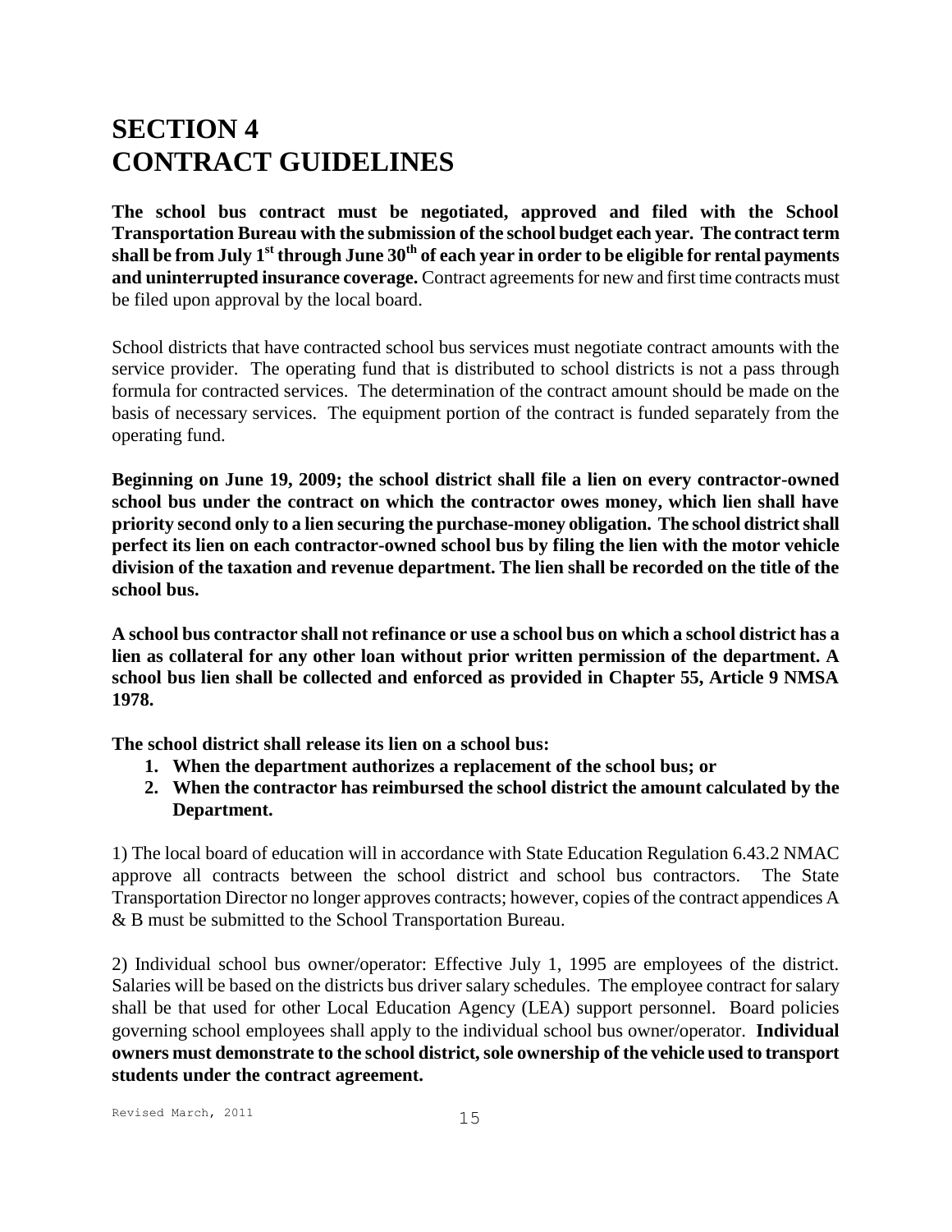# SECTION 4
# CONTRACT GUIDELINES

**The school bus contract must be negotiated, approved and filed with the School Transportation Bureau with the submission of the school budget each year. The contract term shall be from July 1st through June 30th of each year in order to be eligible for rental payments and uninterrupted insurance coverage.** Contract agreements for new and first time contracts must be filed upon approval by the local board.

School districts that have contracted school bus services must negotiate contract amounts with the service provider. The operating fund that is distributed to school districts is not a pass through formula for contracted services. The determination of the contract amount should be made on the basis of necessary services. The equipment portion of the contract is funded separately from the operating fund.

**Beginning on June 19, 2009; the school district shall file a lien on every contractor-owned school bus under the contract on which the contractor owes money, which lien shall have priority second only to a lien securing the purchase-money obligation. The school district shall perfect its lien on each contractor-owned school bus by filing the lien with the motor vehicle division of the taxation and revenue department. The lien shall be recorded on the title of the school bus.**

**A school bus contractor shall not refinance or use a school bus on which a school district has a lien as collateral for any other loan without prior written permission of the department. A school bus lien shall be collected and enforced as provided in Chapter 55, Article 9 NMSA 1978.**

**The school district shall release its lien on a school bus:**

1. **When the department authorizes a replacement of the school bus; or**
2. **When the contractor has reimbursed the school district the amount calculated by the Department.**

1) The local board of education will in accordance with State Education Regulation 6.43.2 NMAC approve all contracts between the school district and school bus contractors. The State Transportation Director no longer approves contracts; however, copies of the contract appendices A & B must be submitted to the School Transportation Bureau.

2) Individual school bus owner/operator: Effective July 1, 1995 are employees of the district. Salaries will be based on the districts bus driver salary schedules. The employee contract for salary shall be that used for other Local Education Agency (LEA) support personnel. Board policies governing school employees shall apply to the individual school bus owner/operator. **Individual owners must demonstrate to the school district, sole ownership of the vehicle used to transport students under the contract agreement.**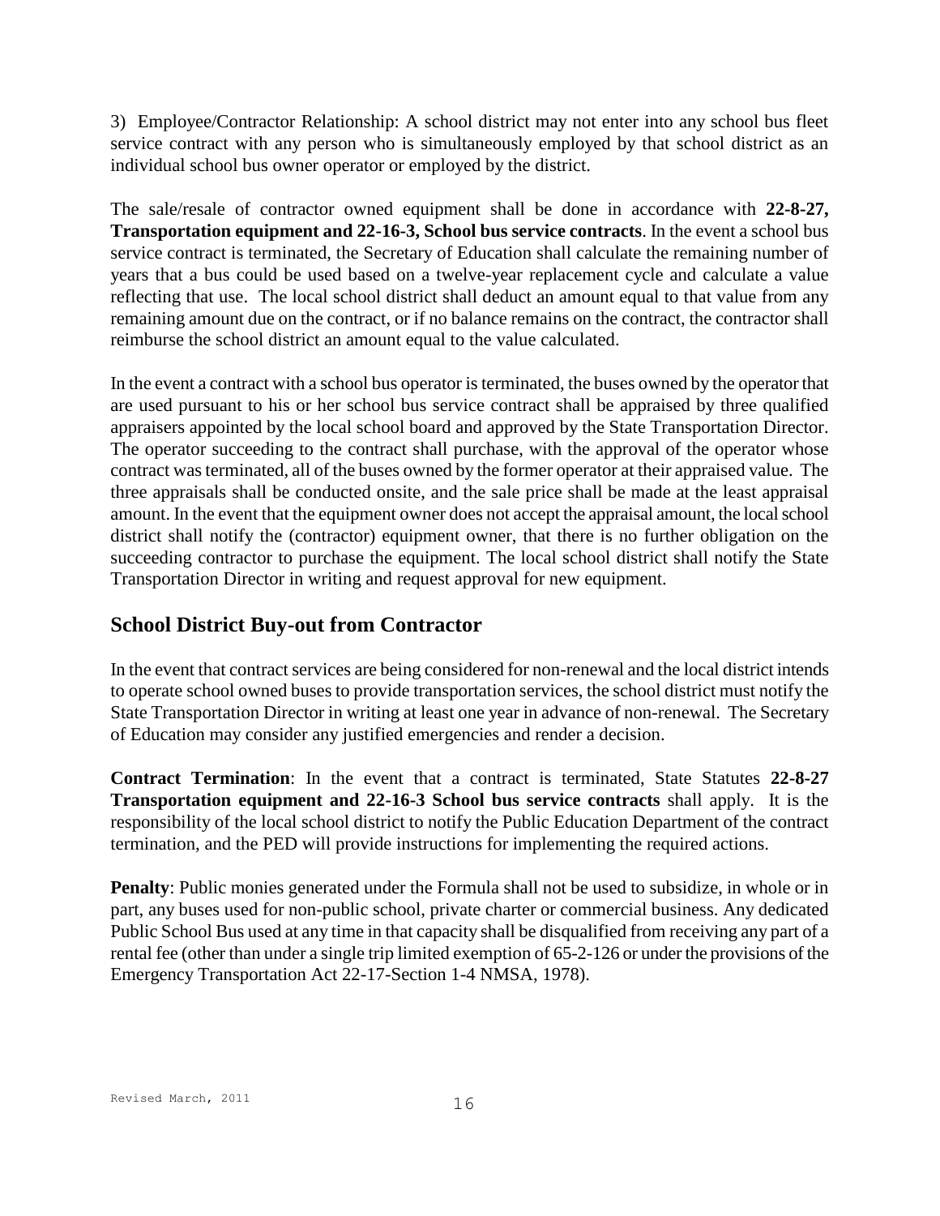3) Employee/Contractor Relationship: A school district may not enter into any school bus fleet service contract with any person who is simultaneously employed by that school district as an individual school bus owner operator or employed by the district.

The sale/resale of contractor owned equipment shall be done in accordance with **22-8-27, Transportation equipment and 22-16-3, School bus service contracts**. In the event a school bus service contract is terminated, the Secretary of Education shall calculate the remaining number of years that a bus could be used based on a twelve-year replacement cycle and calculate a value reflecting that use. The local school district shall deduct an amount equal to that value from any remaining amount due on the contract, or if no balance remains on the contract, the contractor shall reimburse the school district an amount equal to the value calculated.

In the event a contract with a school bus operator is terminated, the buses owned by the operator that are used pursuant to his or her school bus service contract shall be appraised by three qualified appraisers appointed by the local school board and approved by the State Transportation Director. The operator succeeding to the contract shall purchase, with the approval of the operator whose contract was terminated, all of the buses owned by the former operator at their appraised value. The three appraisals shall be conducted onsite, and the sale price shall be made at the least appraisal amount. In the event that the equipment owner does not accept the appraisal amount, the local school district shall notify the (contractor) equipment owner, that there is no further obligation on the succeeding contractor to purchase the equipment. The local school district shall notify the State Transportation Director in writing and request approval for new equipment.

## School District Buy-out from Contractor

In the event that contract services are being considered for non-renewal and the local district intends to operate school owned buses to provide transportation services, the school district must notify the State Transportation Director in writing at least one year in advance of non-renewal. The Secretary of Education may consider any justified emergencies and render a decision.

**Contract Termination**: In the event that a contract is terminated, State Statutes **22-8-27 Transportation equipment and 22-16-3 School bus service contracts** shall apply. It is the responsibility of the local school district to notify the Public Education Department of the contract termination, and the PED will provide instructions for implementing the required actions.

**Penalty**: Public monies generated under the Formula shall not be used to subsidize, in whole or in part, any buses used for non-public school, private charter or commercial business. Any dedicated Public School Bus used at any time in that capacity shall be disqualified from receiving any part of a rental fee (other than under a single trip limited exemption of 65-2-126 or under the provisions of the Emergency Transportation Act 22-17-Section 1-4 NMSA, 1978).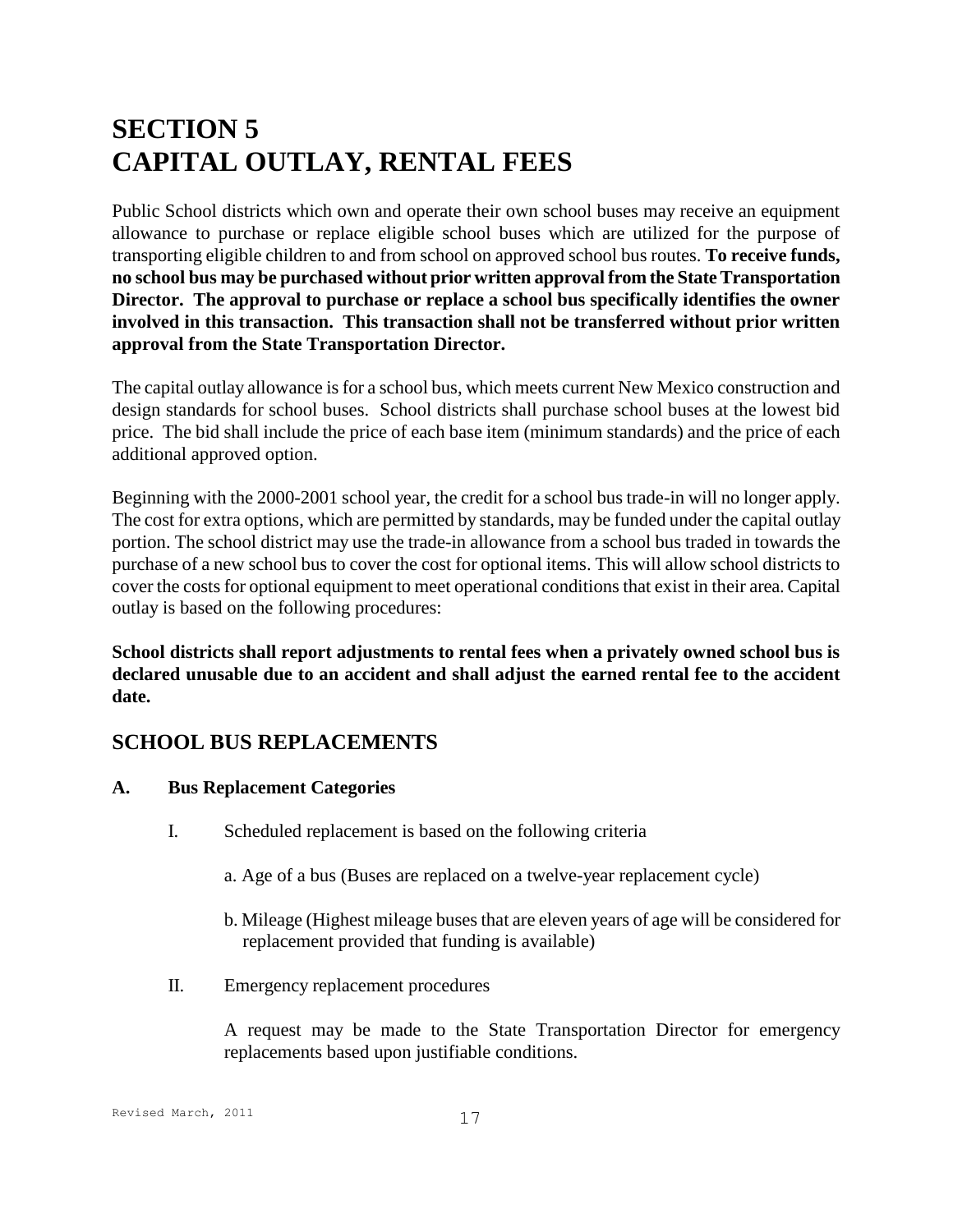# SECTION 5
# CAPITAL OUTLAY, RENTAL FEES

Public School districts which own and operate their own school buses may receive an equipment allowance to purchase or replace eligible school buses which are utilized for the purpose of transporting eligible children to and from school on approved school bus routes. **To receive funds, no school bus may be purchased without prior written approval from the State Transportation Director. The approval to purchase or replace a school bus specifically identifies the owner involved in this transaction. This transaction shall not be transferred without prior written approval from the State Transportation Director.**

The capital outlay allowance is for a school bus, which meets current New Mexico construction and design standards for school buses. School districts shall purchase school buses at the lowest bid price. The bid shall include the price of each base item (minimum standards) and the price of each additional approved option.

Beginning with the 2000-2001 school year, the credit for a school bus trade-in will no longer apply. The cost for extra options, which are permitted by standards, may be funded under the capital outlay portion. The school district may use the trade-in allowance from a school bus traded in towards the purchase of a new school bus to cover the cost for optional items. This will allow school districts to cover the costs for optional equipment to meet operational conditions that exist in their area. Capital outlay is based on the following procedures:

**School districts shall report adjustments to rental fees when a privately owned school bus is declared unusable due to an accident and shall adjust the earned rental fee to the accident date.**

## SCHOOL BUS REPLACEMENTS

**A. Bus Replacement Categories**

I. Scheduled replacement is based on the following criteria

a. Age of a bus (Buses are replaced on a twelve-year replacement cycle)

b. Mileage (Highest mileage buses that are eleven years of age will be considered for replacement provided that funding is available)

II. Emergency replacement procedures

A request may be made to the State Transportation Director for emergency replacements based upon justifiable conditions.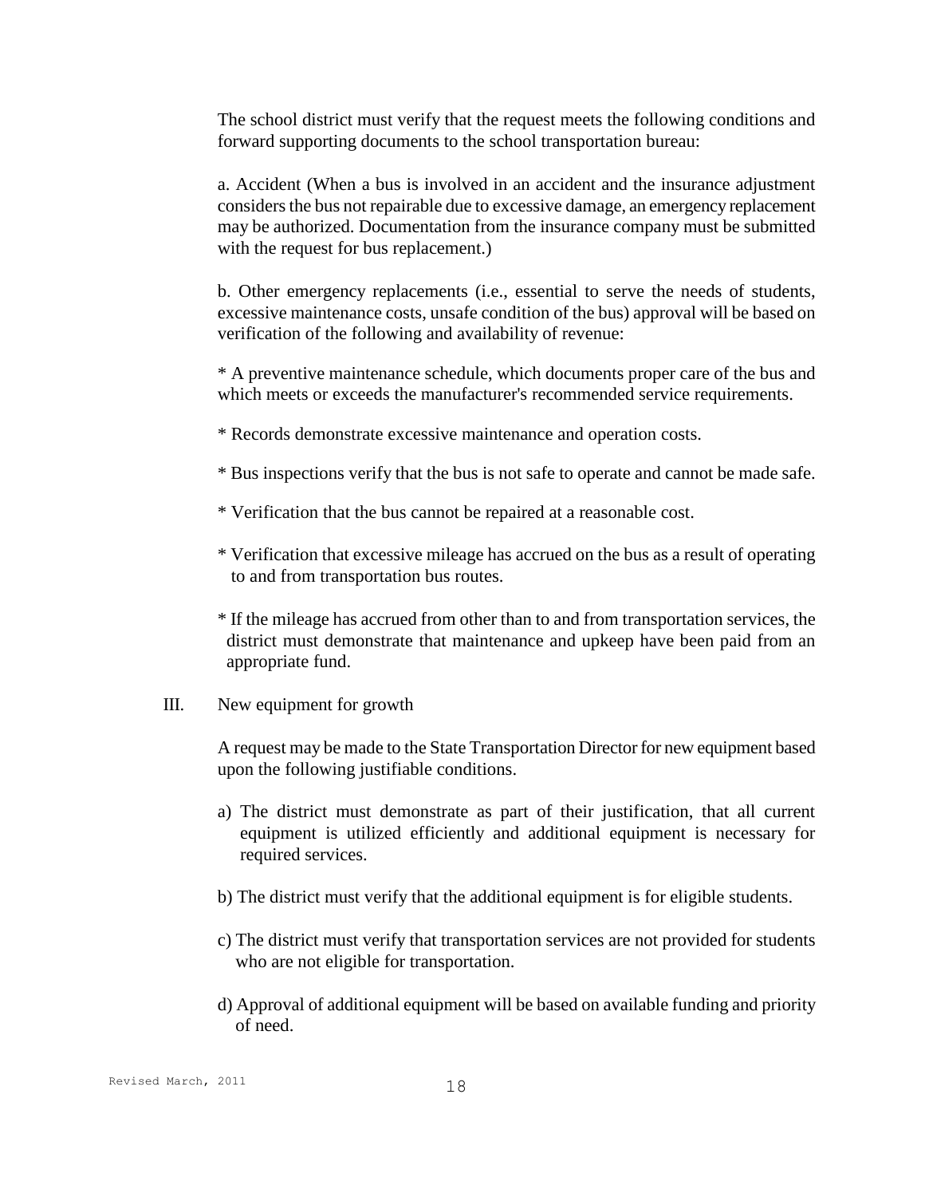The school district must verify that the request meets the following conditions and forward supporting documents to the school transportation bureau:

a. Accident (When a bus is involved in an accident and the insurance adjustment considers the bus not repairable due to excessive damage, an emergency replacement may be authorized. Documentation from the insurance company must be submitted with the request for bus replacement.)

b. Other emergency replacements (i.e., essential to serve the needs of students, excessive maintenance costs, unsafe condition of the bus) approval will be based on verification of the following and availability of revenue:

* A preventive maintenance schedule, which documents proper care of the bus and which meets or exceeds the manufacturer's recommended service requirements.

* Records demonstrate excessive maintenance and operation costs.

* Bus inspections verify that the bus is not safe to operate and cannot be made safe.

* Verification that the bus cannot be repaired at a reasonable cost.

* Verification that excessive mileage has accrued on the bus as a result of operating to and from transportation bus routes.

* If the mileage has accrued from other than to and from transportation services, the district must demonstrate that maintenance and upkeep have been paid from an appropriate fund.

III. New equipment for growth

A request may be made to the State Transportation Director for new equipment based upon the following justifiable conditions.

a) The district must demonstrate as part of their justification, that all current equipment is utilized efficiently and additional equipment is necessary for required services.

b) The district must verify that the additional equipment is for eligible students.

c) The district must verify that transportation services are not provided for students who are not eligible for transportation.

d) Approval of additional equipment will be based on available funding and priority of need.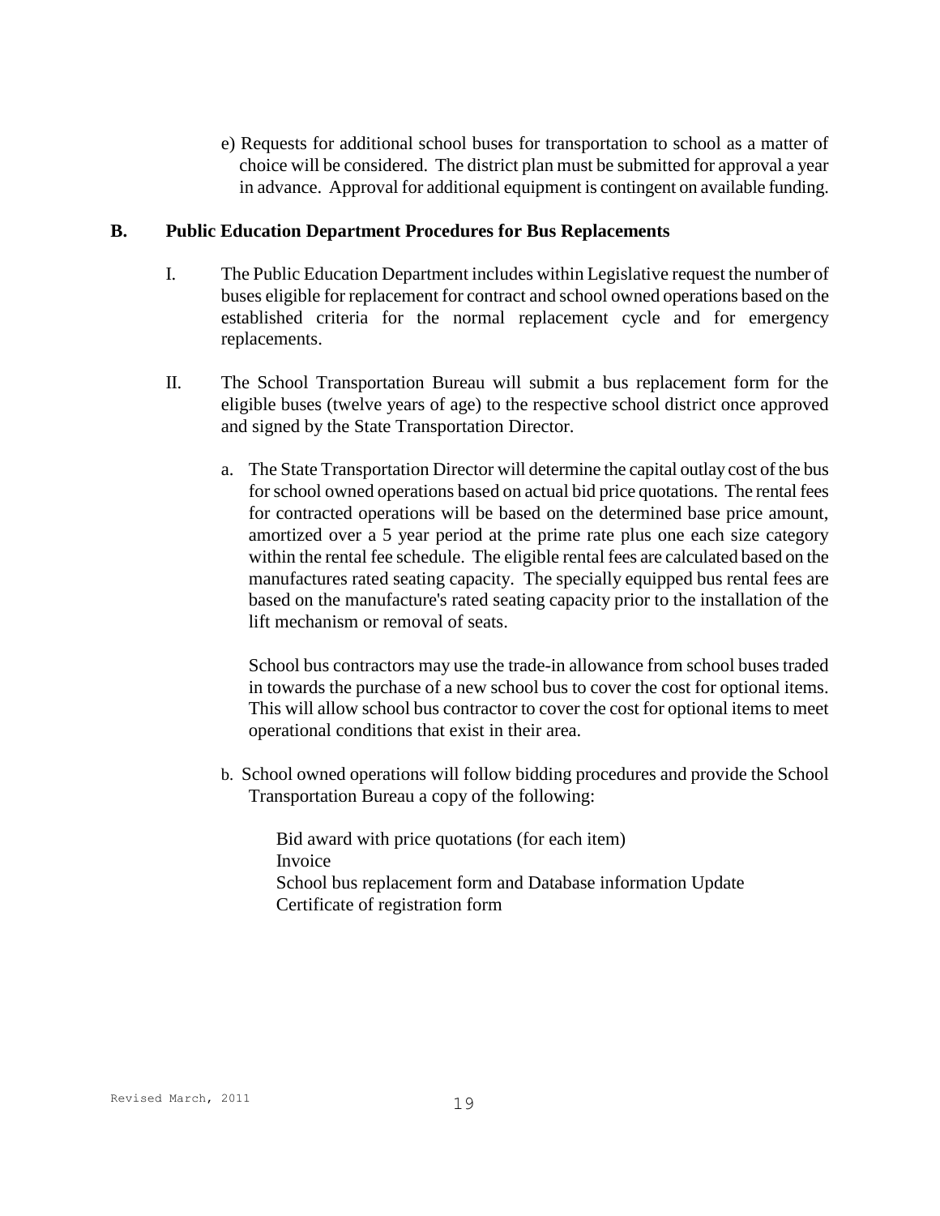e) Requests for additional school buses for transportation to school as a matter of choice will be considered. The district plan must be submitted for approval a year in advance. Approval for additional equipment is contingent on available funding.

**B. Public Education Department Procedures for Bus Replacements**

I. The Public Education Department includes within Legislative request the number of buses eligible for replacement for contract and school owned operations based on the established criteria for the normal replacement cycle and for emergency replacements.

II. The School Transportation Bureau will submit a bus replacement form for the eligible buses (twelve years of age) to the respective school district once approved and signed by the State Transportation Director.

a. The State Transportation Director will determine the capital outlay cost of the bus for school owned operations based on actual bid price quotations. The rental fees for contracted operations will be based on the determined base price amount, amortized over a 5 year period at the prime rate plus one each size category within the rental fee schedule. The eligible rental fees are calculated based on the manufactures rated seating capacity. The specially equipped bus rental fees are based on the manufacture's rated seating capacity prior to the installation of the lift mechanism or removal of seats.

School bus contractors may use the trade-in allowance from school buses traded in towards the purchase of a new school bus to cover the cost for optional items. This will allow school bus contractor to cover the cost for optional items to meet operational conditions that exist in their area.

b. School owned operations will follow bidding procedures and provide the School Transportation Bureau a copy of the following:

Bid award with price quotations (for each item)
Invoice
School bus replacement form and Database information Update
Certificate of registration form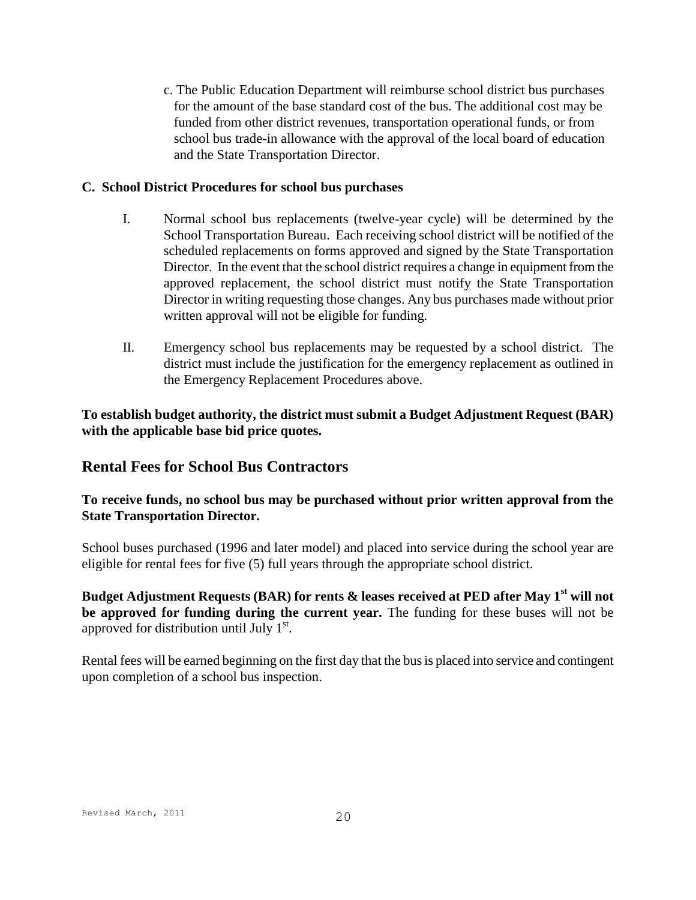c. The Public Education Department will reimburse school district bus purchases for the amount of the base standard cost of the bus. The additional cost may be funded from other district revenues, transportation operational funds, or from school bus trade-in allowance with the approval of the local board of education and the State Transportation Director.

**C. School District Procedures for school bus purchases**

I. Normal school bus replacements (twelve-year cycle) will be determined by the School Transportation Bureau. Each receiving school district will be notified of the scheduled replacements on forms approved and signed by the State Transportation Director. In the event that the school district requires a change in equipment from the approved replacement, the school district must notify the State Transportation Director in writing requesting those changes. Any bus purchases made without prior written approval will not be eligible for funding.

II. Emergency school bus replacements may be requested by a school district. The district must include the justification for the emergency replacement as outlined in the Emergency Replacement Procedures above.

**To establish budget authority, the district must submit a Budget Adjustment Request (BAR) with the applicable base bid price quotes.**

## Rental Fees for School Bus Contractors

**To receive funds, no school bus may be purchased without prior written approval from the State Transportation Director.**

School buses purchased (1996 and later model) and placed into service during the school year are eligible for rental fees for five (5) full years through the appropriate school district.

**Budget Adjustment Requests (BAR) for rents & leases received at PED after May 1st will not be approved for funding during the current year.** The funding for these buses will not be approved for distribution until July 1st.

Rental fees will be earned beginning on the first day that the bus is placed into service and contingent upon completion of a school bus inspection.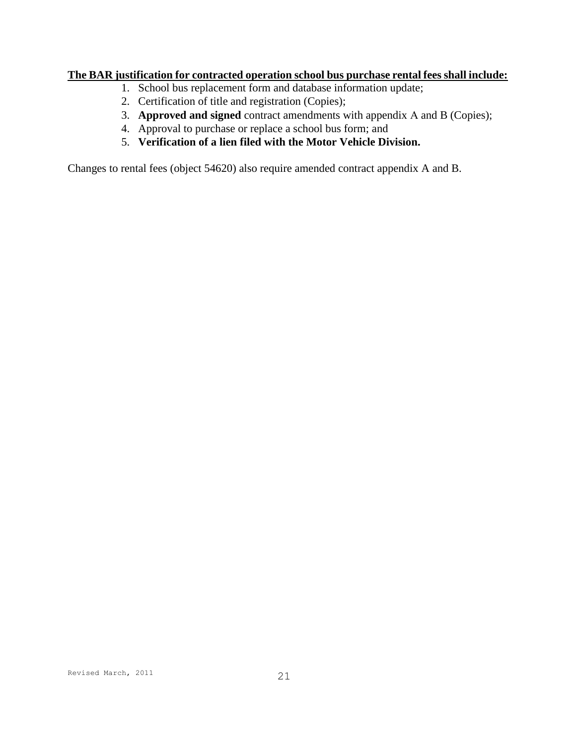**<u>The BAR justification for contracted operation school bus purchase rental fees shall include:</u>**

1. School bus replacement form and database information update;
2. Certification of title and registration (Copies);
3. **Approved and signed** contract amendments with appendix A and B (Copies);
4. Approval to purchase or replace a school bus form; and
5. **Verification of a lien filed with the Motor Vehicle Division.**

Changes to rental fees (object 54620) also require amended contract appendix A and B.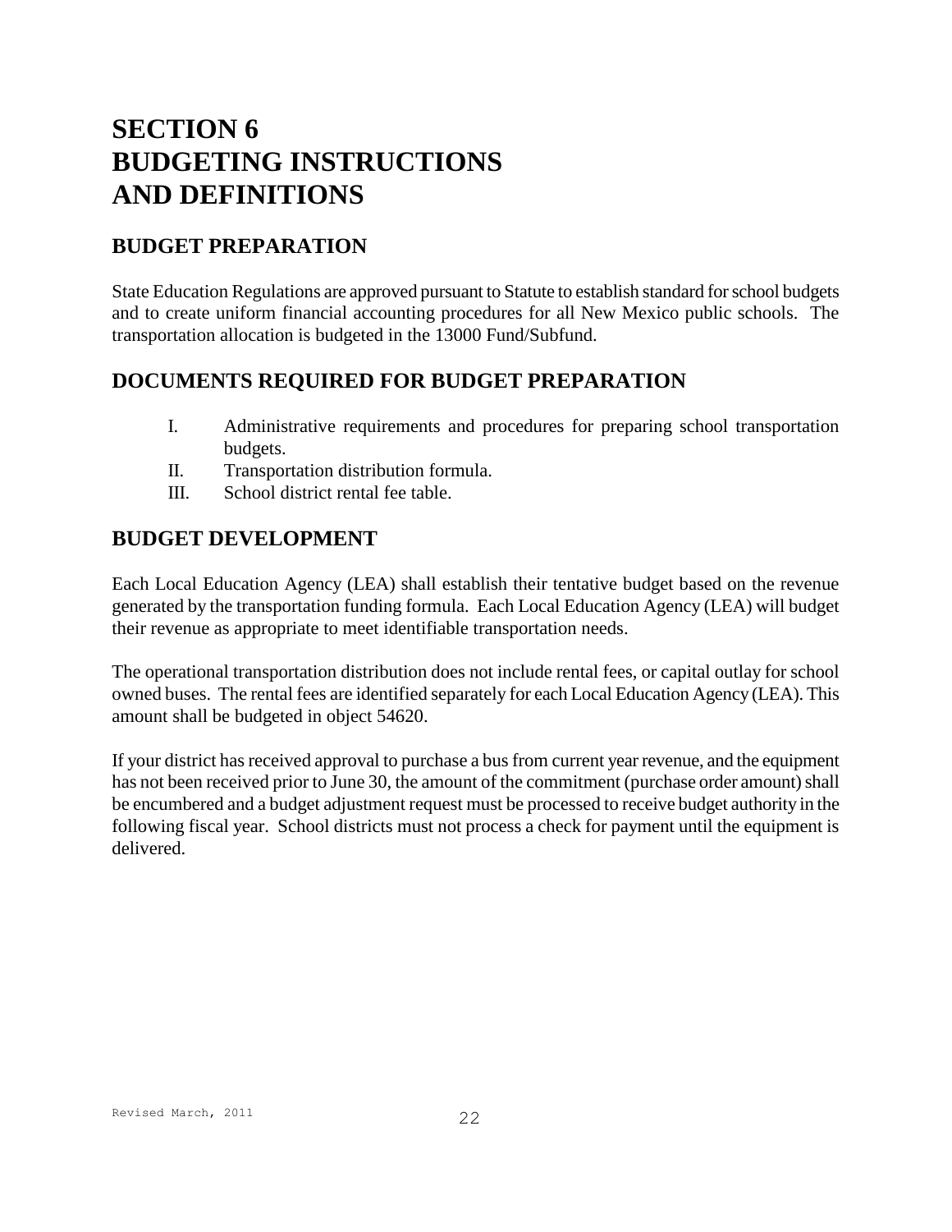# SECTION 6
# BUDGETING INSTRUCTIONS
# AND DEFINITIONS

## BUDGET PREPARATION

State Education Regulations are approved pursuant to Statute to establish standard for school budgets and to create uniform financial accounting procedures for all New Mexico public schools. The transportation allocation is budgeted in the 13000 Fund/Subfund.

## DOCUMENTS REQUIRED FOR BUDGET PREPARATION

I. Administrative requirements and procedures for preparing school transportation budgets.
II. Transportation distribution formula.
III. School district rental fee table.

## BUDGET DEVELOPMENT

Each Local Education Agency (LEA) shall establish their tentative budget based on the revenue generated by the transportation funding formula. Each Local Education Agency (LEA) will budget their revenue as appropriate to meet identifiable transportation needs.

The operational transportation distribution does not include rental fees, or capital outlay for school owned buses. The rental fees are identified separately for each Local Education Agency (LEA). This amount shall be budgeted in object 54620.

If your district has received approval to purchase a bus from current year revenue, and the equipment has not been received prior to June 30, the amount of the commitment (purchase order amount) shall be encumbered and a budget adjustment request must be processed to receive budget authority in the following fiscal year. School districts must not process a check for payment until the equipment is delivered.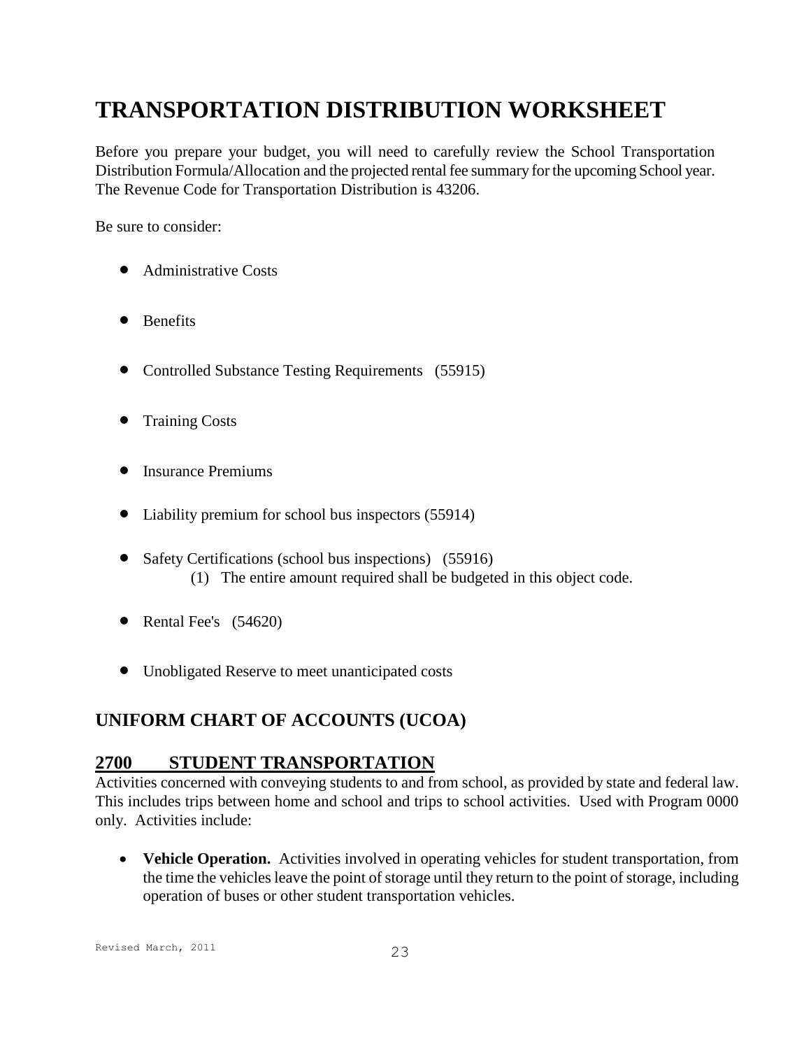# TRANSPORTATION DISTRIBUTION WORKSHEET

Before you prepare your budget, you will need to carefully review the School Transportation Distribution Formula/Allocation and the projected rental fee summary for the upcoming School year. The Revenue Code for Transportation Distribution is 43206.

Be sure to consider:

- Administrative Costs
- Benefits
- Controlled Substance Testing Requirements (55915)
- Training Costs
- Insurance Premiums
- Liability premium for school bus inspectors (55914)
- Safety Certifications (school bus inspections) (55916)
  (1) The entire amount required shall be budgeted in this object code.
- Rental Fee's (54620)
- Unobligated Reserve to meet unanticipated costs

## UNIFORM CHART OF ACCOUNTS (UCOA)

### 2700 STUDENT TRANSPORTATION

Activities concerned with conveying students to and from school, as provided by state and federal law. This includes trips between home and school and trips to school activities. Used with Program 0000 only. Activities include:

- **Vehicle Operation.** Activities involved in operating vehicles for student transportation, from the time the vehicles leave the point of storage until they return to the point of storage, including operation of buses or other student transportation vehicles.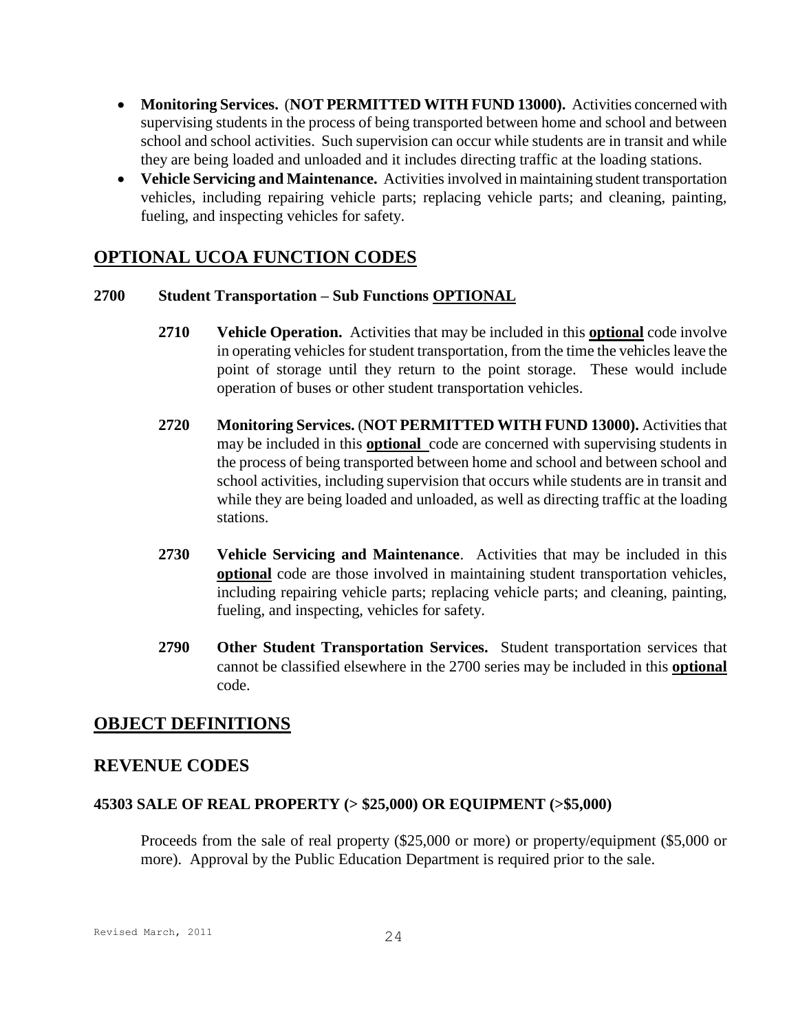- **Monitoring Services.** (**NOT PERMITTED WITH FUND 13000).** Activities concerned with supervising students in the process of being transported between home and school and between school and school activities. Such supervision can occur while students are in transit and while they are being loaded and unloaded and it includes directing traffic at the loading stations.
- **Vehicle Servicing and Maintenance.** Activities involved in maintaining student transportation vehicles, including repairing vehicle parts; replacing vehicle parts; and cleaning, painting, fueling, and inspecting vehicles for safety.

## OPTIONAL UCOA FUNCTION CODES

**2700 Student Transportation – Sub Functions OPTIONAL**

**2710 Vehicle Operation.** Activities that may be included in this **optional** code involve in operating vehicles for student transportation, from the time the vehicles leave the point of storage until they return to the point storage. These would include operation of buses or other student transportation vehicles.

**2720 Monitoring Services.** (**NOT PERMITTED WITH FUND 13000).** Activities that may be included in this **optional** code are concerned with supervising students in the process of being transported between home and school and between school and school activities, including supervision that occurs while students are in transit and while they are being loaded and unloaded, as well as directing traffic at the loading stations.

**2730 Vehicle Servicing and Maintenance**. Activities that may be included in this **optional** code are those involved in maintaining student transportation vehicles, including repairing vehicle parts; replacing vehicle parts; and cleaning, painting, fueling, and inspecting, vehicles for safety.

**2790 Other Student Transportation Services.** Student transportation services that cannot be classified elsewhere in the 2700 series may be included in this **optional** code.

## OBJECT DEFINITIONS

## REVENUE CODES

### 45303 SALE OF REAL PROPERTY (> $25,000) OR EQUIPMENT (>$5,000)

Proceeds from the sale of real property ($25,000 or more) or property/equipment ($5,000 or more). Approval by the Public Education Department is required prior to the sale.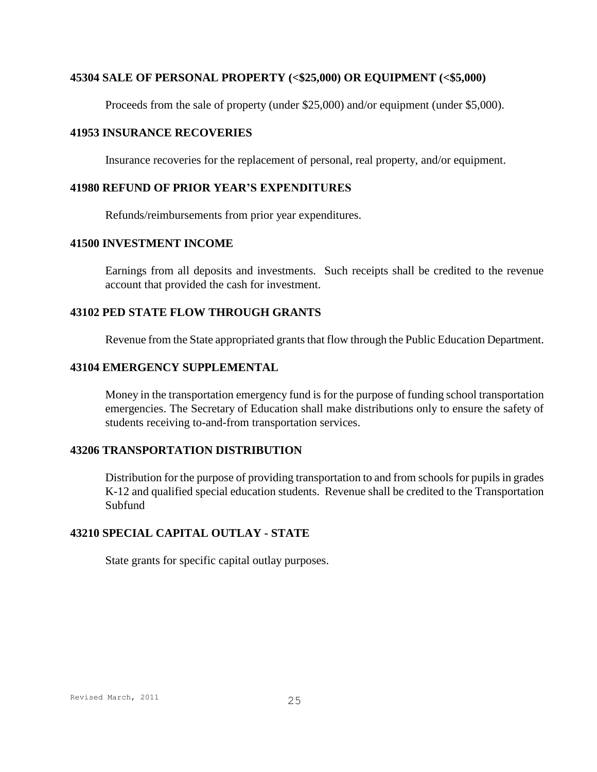**45304 SALE OF PERSONAL PROPERTY (<$25,000) OR EQUIPMENT (<$5,000)**

Proceeds from the sale of property (under $25,000) and/or equipment (under $5,000).

**41953 INSURANCE RECOVERIES**

Insurance recoveries for the replacement of personal, real property, and/or equipment.

**41980 REFUND OF PRIOR YEAR'S EXPENDITURES**

Refunds/reimbursements from prior year expenditures.

**41500 INVESTMENT INCOME**

Earnings from all deposits and investments. Such receipts shall be credited to the revenue account that provided the cash for investment.

**43102 PED STATE FLOW THROUGH GRANTS**

Revenue from the State appropriated grants that flow through the Public Education Department.

**43104 EMERGENCY SUPPLEMENTAL**

Money in the transportation emergency fund is for the purpose of funding school transportation emergencies. The Secretary of Education shall make distributions only to ensure the safety of students receiving to-and-from transportation services.

**43206 TRANSPORTATION DISTRIBUTION**

Distribution for the purpose of providing transportation to and from schools for pupils in grades K-12 and qualified special education students. Revenue shall be credited to the Transportation Subfund

**43210 SPECIAL CAPITAL OUTLAY - STATE**

State grants for specific capital outlay purposes.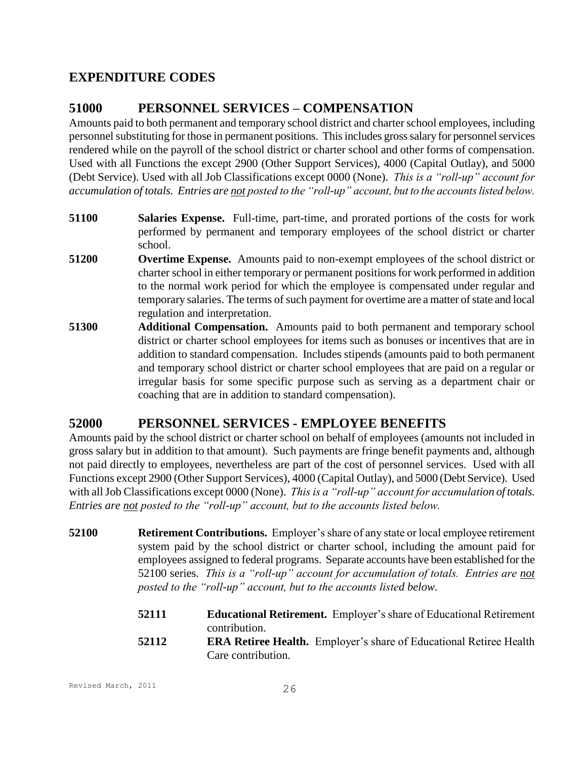## EXPENDITURE CODES

## 51000 PERSONNEL SERVICES – COMPENSATION

Amounts paid to both permanent and temporary school district and charter school employees, including personnel substituting for those in permanent positions. This includes gross salary for personnel services rendered while on the payroll of the school district or charter school and other forms of compensation. Used with all Functions the except 2900 (Other Support Services), 4000 (Capital Outlay), and 5000 (Debt Service). Used with all Job Classifications except 0000 (None). *This is a "roll-up" account for accumulation of totals. Entries are <u>not</u> posted to the "roll-up" account, but to the accounts listed below.*

**51100** **Salaries Expense.** Full-time, part-time, and prorated portions of the costs for work performed by permanent and temporary employees of the school district or charter school.

**51200** **Overtime Expense.** Amounts paid to non-exempt employees of the school district or charter school in either temporary or permanent positions for work performed in addition to the normal work period for which the employee is compensated under regular and temporary salaries. The terms of such payment for overtime are a matter of state and local regulation and interpretation.

**51300** **Additional Compensation.** Amounts paid to both permanent and temporary school district or charter school employees for items such as bonuses or incentives that are in addition to standard compensation. Includes stipends (amounts paid to both permanent and temporary school district or charter school employees that are paid on a regular or irregular basis for some specific purpose such as serving as a department chair or coaching that are in addition to standard compensation).

## 52000 PERSONNEL SERVICES - EMPLOYEE BENEFITS

Amounts paid by the school district or charter school on behalf of employees (amounts not included in gross salary but in addition to that amount). Such payments are fringe benefit payments and, although not paid directly to employees, nevertheless are part of the cost of personnel services. Used with all Functions except 2900 (Other Support Services), 4000 (Capital Outlay), and 5000 (Debt Service). Used with all Job Classifications except 0000 (None). *This is a "roll-up" account for accumulation of totals. Entries are <u>not</u> posted to the "roll-up" account, but to the accounts listed below.*

**52100** **Retirement Contributions.** Employer's share of any state or local employee retirement system paid by the school district or charter school, including the amount paid for employees assigned to federal programs. Separate accounts have been established for the 52100 series. *This is a "roll-up" account for accumulation of totals. Entries are <u>not</u> posted to the "roll-up" account, but to the accounts listed below.*

- **52111** **Educational Retirement.** Employer's share of Educational Retirement contribution.
- **52112** **ERA Retiree Health.** Employer's share of Educational Retiree Health Care contribution.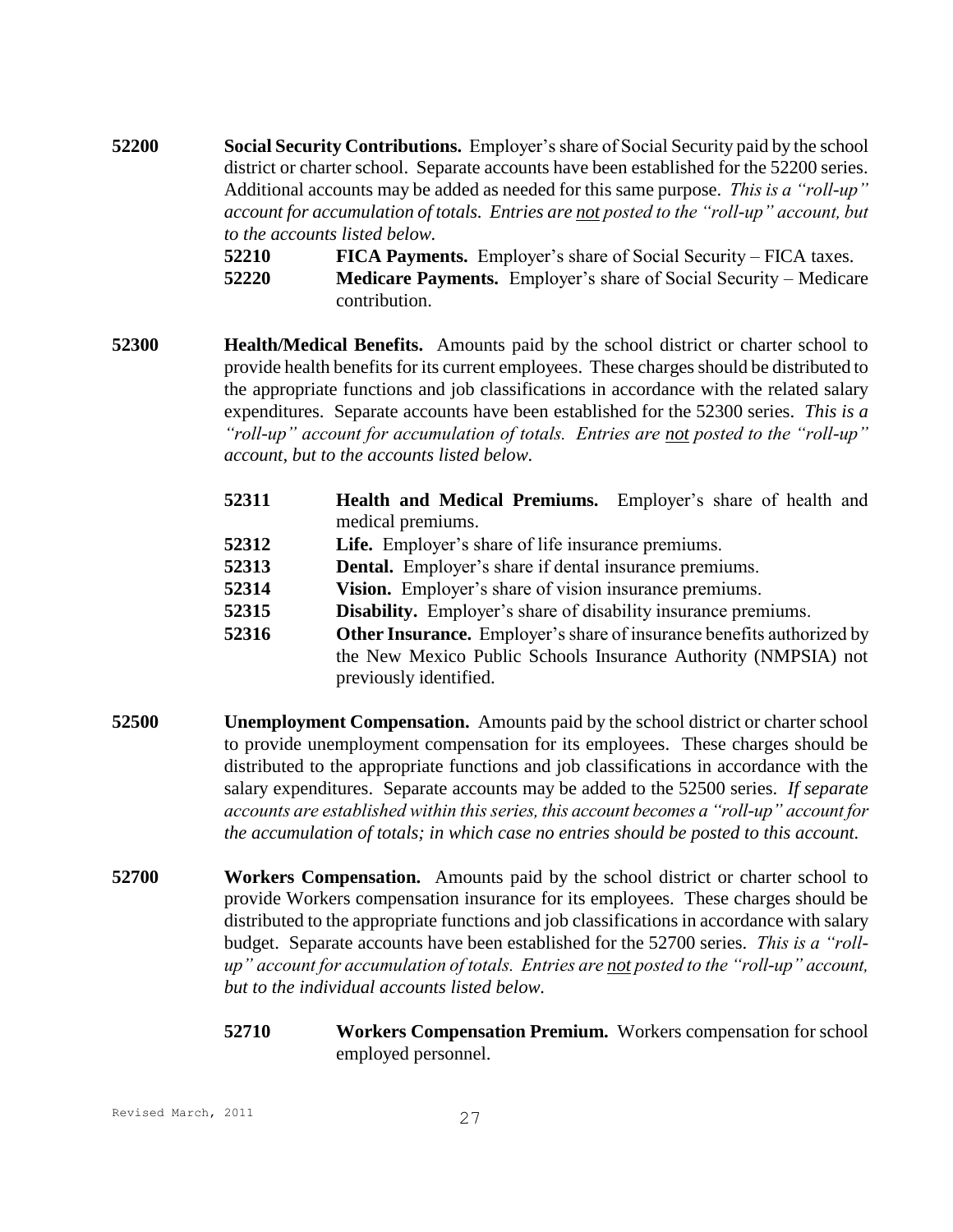**52200** **Social Security Contributions.** Employer's share of Social Security paid by the school district or charter school. Separate accounts have been established for the 52200 series. Additional accounts may be added as needed for this same purpose. *This is a "roll-up" account for accumulation of totals. Entries are <u>not</u> posted to the "roll-up" account, but to the accounts listed below.*

- **52210** **FICA Payments.** Employer's share of Social Security – FICA taxes.
- **52220** **Medicare Payments.** Employer's share of Social Security – Medicare contribution.

**52300** **Health/Medical Benefits.** Amounts paid by the school district or charter school to provide health benefits for its current employees. These charges should be distributed to the appropriate functions and job classifications in accordance with the related salary expenditures. Separate accounts have been established for the 52300 series. *This is a "roll-up" account for accumulation of totals. Entries are <u>not</u> posted to the "roll-up" account, but to the accounts listed below.*

- **52311** **Health and Medical Premiums.** Employer's share of health and medical premiums.
- **52312** **Life.** Employer's share of life insurance premiums.
- **52313** **Dental.** Employer's share if dental insurance premiums.
- **52314** **Vision.** Employer's share of vision insurance premiums.
- **52315** **Disability.** Employer's share of disability insurance premiums.
- **52316** **Other Insurance.** Employer's share of insurance benefits authorized by the New Mexico Public Schools Insurance Authority (NMPSIA) not previously identified.

**52500** **Unemployment Compensation.** Amounts paid by the school district or charter school to provide unemployment compensation for its employees. These charges should be distributed to the appropriate functions and job classifications in accordance with the salary expenditures. Separate accounts may be added to the 52500 series. *If separate accounts are established within this series, this account becomes a "roll-up" account for the accumulation of totals; in which case no entries should be posted to this account.*

**52700** **Workers Compensation.** Amounts paid by the school district or charter school to provide Workers compensation insurance for its employees. These charges should be distributed to the appropriate functions and job classifications in accordance with salary budget. Separate accounts have been established for the 52700 series. *This is a "roll-up" account for accumulation of totals. Entries are <u>not</u> posted to the "roll-up" account, but to the individual accounts listed below.*

- **52710** **Workers Compensation Premium.** Workers compensation for school employed personnel.

Revised March, 2011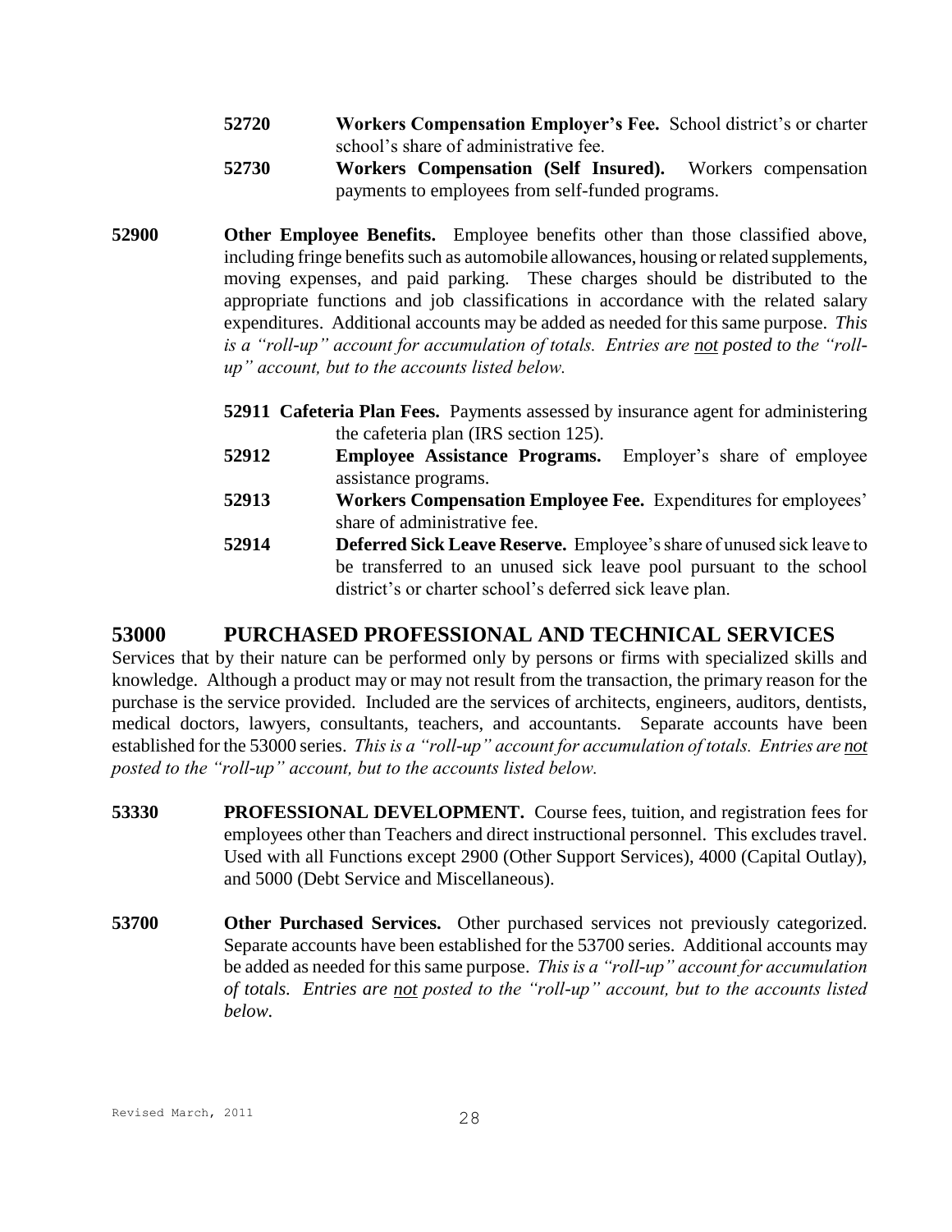**52720** **Workers Compensation Employer's Fee.** School district's or charter school's share of administrative fee.

**52730** **Workers Compensation (Self Insured).** Workers compensation payments to employees from self-funded programs.

**52900** **Other Employee Benefits.** Employee benefits other than those classified above, including fringe benefits such as automobile allowances, housing or related supplements, moving expenses, and paid parking. These charges should be distributed to the appropriate functions and job classifications in accordance with the related salary expenditures. Additional accounts may be added as needed for this same purpose. *This is a "roll-up" account for accumulation of totals. Entries are <u>not</u> posted to the "roll-up" account, but to the accounts listed below.*

**52911** **Cafeteria Plan Fees.** Payments assessed by insurance agent for administering the cafeteria plan (IRS section 125).

**52912** **Employee Assistance Programs.** Employer's share of employee assistance programs.

**52913** **Workers Compensation Employee Fee.** Expenditures for employees' share of administrative fee.

**52914** **Deferred Sick Leave Reserve.** Employee's share of unused sick leave to be transferred to an unused sick leave pool pursuant to the school district's or charter school's deferred sick leave plan.

## 53000 PURCHASED PROFESSIONAL AND TECHNICAL SERVICES

Services that by their nature can be performed only by persons or firms with specialized skills and knowledge. Although a product may or may not result from the transaction, the primary reason for the purchase is the service provided. Included are the services of architects, engineers, auditors, dentists, medical doctors, lawyers, consultants, teachers, and accountants. Separate accounts have been established for the 53000 series. *This is a "roll-up" account for accumulation of totals. Entries are <u>not</u> posted to the "roll-up" account, but to the accounts listed below.*

**53330** **PROFESSIONAL DEVELOPMENT.** Course fees, tuition, and registration fees for employees other than Teachers and direct instructional personnel. This excludes travel. Used with all Functions except 2900 (Other Support Services), 4000 (Capital Outlay), and 5000 (Debt Service and Miscellaneous).

**53700** **Other Purchased Services.** Other purchased services not previously categorized. Separate accounts have been established for the 53700 series. Additional accounts may be added as needed for this same purpose. *This is a "roll-up" account for accumulation of totals. Entries are <u>not</u> posted to the "roll-up" account, but to the accounts listed below.*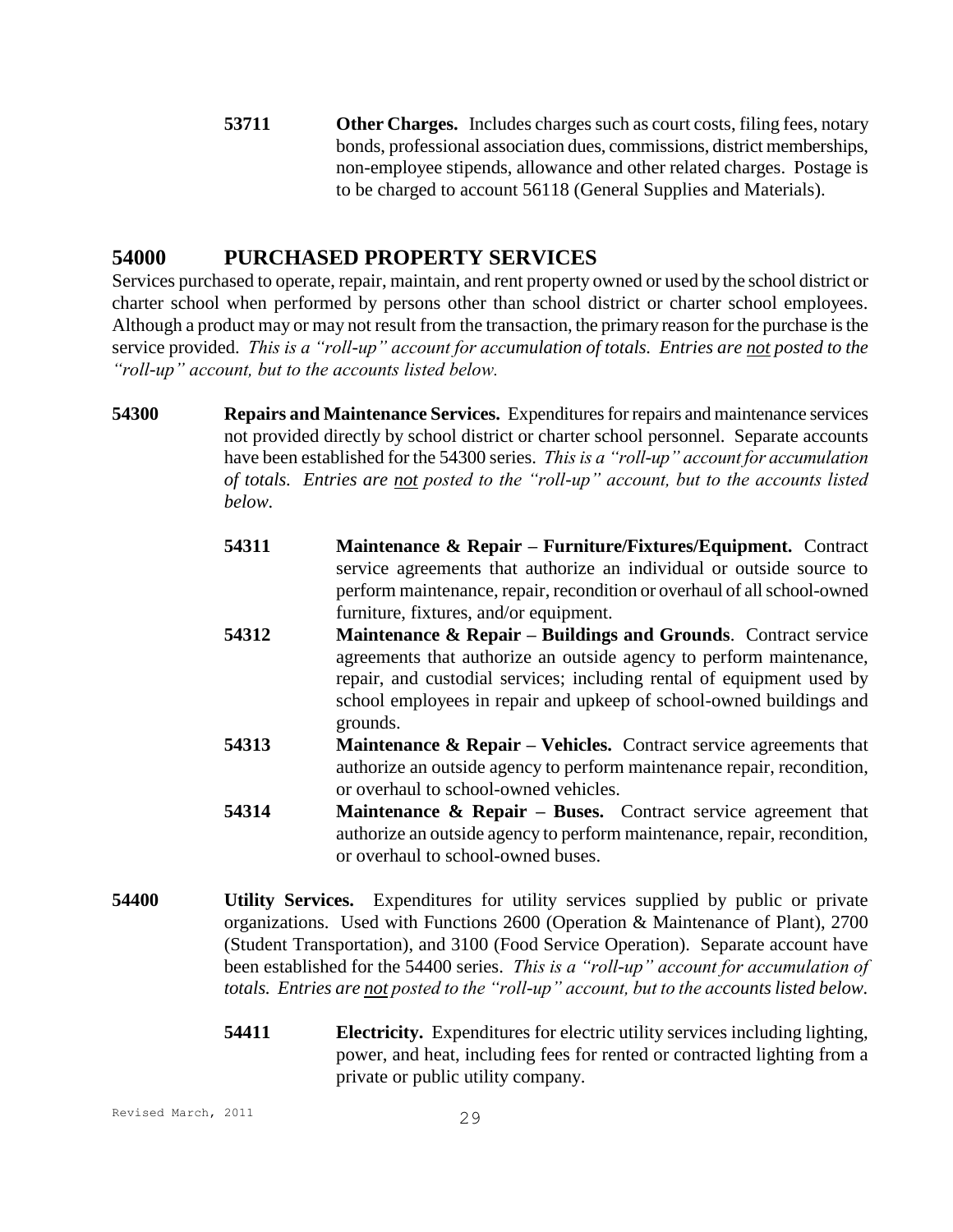**53711** **Other Charges.** Includes charges such as court costs, filing fees, notary bonds, professional association dues, commissions, district memberships, non-employee stipends, allowance and other related charges. Postage is to be charged to account 56118 (General Supplies and Materials).

## 54000 PURCHASED PROPERTY SERVICES

Services purchased to operate, repair, maintain, and rent property owned or used by the school district or charter school when performed by persons other than school district or charter school employees. Although a product may or may not result from the transaction, the primary reason for the purchase is the service provided. *This is a "roll-up" account for accumulation of totals. Entries are not posted to the "roll-up" account, but to the accounts listed below.*

**54300** **Repairs and Maintenance Services.** Expenditures for repairs and maintenance services not provided directly by school district or charter school personnel. Separate accounts have been established for the 54300 series. *This is a "roll-up" account for accumulation of totals. Entries are not posted to the "roll-up" account, but to the accounts listed below.*

**54311** **Maintenance & Repair – Furniture/Fixtures/Equipment.** Contract service agreements that authorize an individual or outside source to perform maintenance, repair, recondition or overhaul of all school-owned furniture, fixtures, and/or equipment.

**54312** **Maintenance & Repair – Buildings and Grounds**. Contract service agreements that authorize an outside agency to perform maintenance, repair, and custodial services; including rental of equipment used by school employees in repair and upkeep of school-owned buildings and grounds.

**54313** **Maintenance & Repair – Vehicles.** Contract service agreements that authorize an outside agency to perform maintenance repair, recondition, or overhaul to school-owned vehicles.

**54314** **Maintenance & Repair – Buses.** Contract service agreement that authorize an outside agency to perform maintenance, repair, recondition, or overhaul to school-owned buses.

**54400** **Utility Services.** Expenditures for utility services supplied by public or private organizations. Used with Functions 2600 (Operation & Maintenance of Plant), 2700 (Student Transportation), and 3100 (Food Service Operation). Separate account have been established for the 54400 series. *This is a "roll-up" account for accumulation of totals. Entries are not posted to the "roll-up" account, but to the accounts listed below.*

**54411** **Electricity.** Expenditures for electric utility services including lighting, power, and heat, including fees for rented or contracted lighting from a private or public utility company.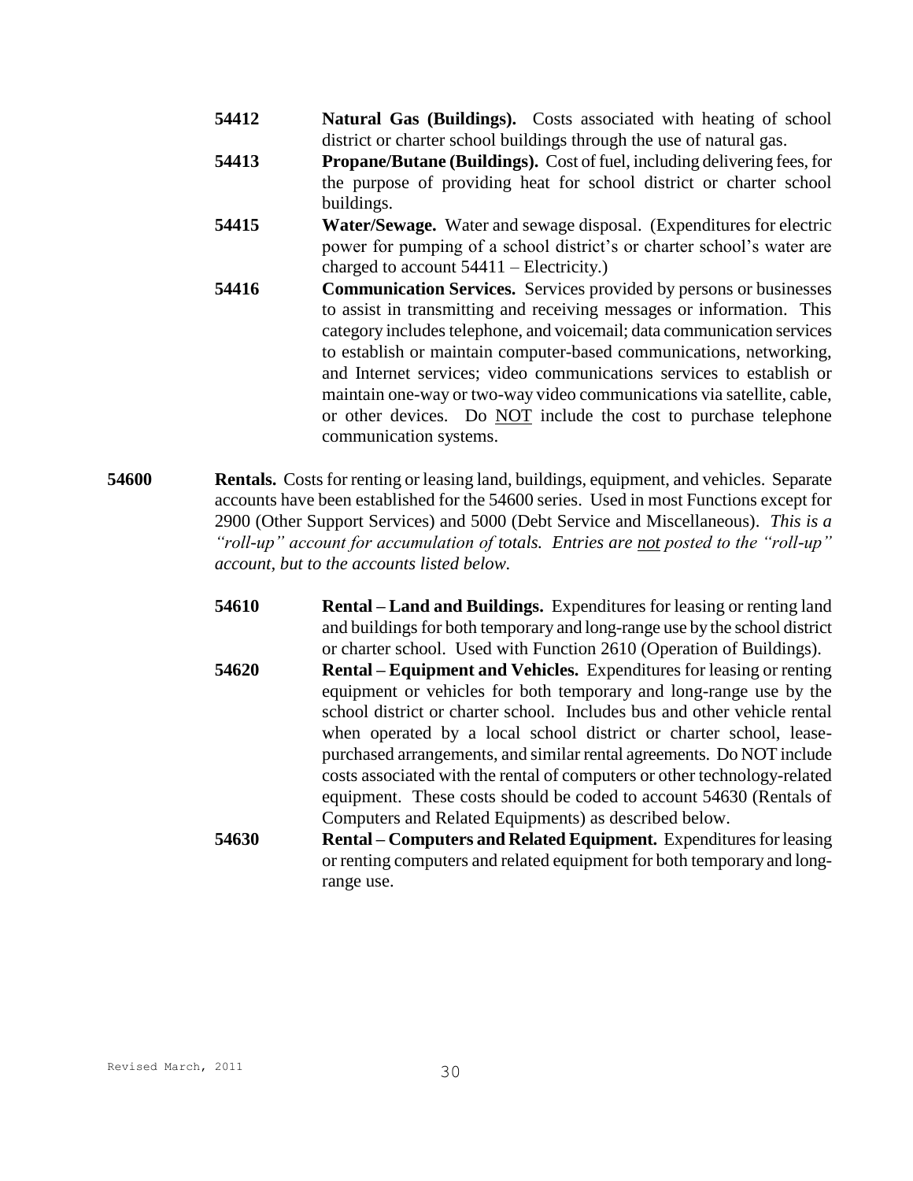**54412** **Natural Gas (Buildings).** Costs associated with heating of school district or charter school buildings through the use of natural gas.

**54413** **Propane/Butane (Buildings).** Cost of fuel, including delivering fees, for the purpose of providing heat for school district or charter school buildings.

**54415** **Water/Sewage.** Water and sewage disposal. (Expenditures for electric power for pumping of a school district's or charter school's water are charged to account 54411 – Electricity.)

**54416** **Communication Services.** Services provided by persons or businesses to assist in transmitting and receiving messages or information. This category includes telephone, and voicemail; data communication services to establish or maintain computer-based communications, networking, and Internet services; video communications services to establish or maintain one-way or two-way video communications via satellite, cable, or other devices. Do <u>NOT</u> include the cost to purchase telephone communication systems.

**54600** **Rentals.** Costs for renting or leasing land, buildings, equipment, and vehicles. Separate accounts have been established for the 54600 series. Used in most Functions except for 2900 (Other Support Services) and 5000 (Debt Service and Miscellaneous). *This is a "roll-up" account for accumulation of totals. Entries are <u>not</u> posted to the "roll-up" account, but to the accounts listed below.*

**54610** **Rental – Land and Buildings.** Expenditures for leasing or renting land and buildings for both temporary and long-range use by the school district or charter school. Used with Function 2610 (Operation of Buildings).

**54620** **Rental – Equipment and Vehicles.** Expenditures for leasing or renting equipment or vehicles for both temporary and long-range use by the school district or charter school. Includes bus and other vehicle rental when operated by a local school district or charter school, lease-purchased arrangements, and similar rental agreements. Do NOT include costs associated with the rental of computers or other technology-related equipment. These costs should be coded to account 54630 (Rentals of Computers and Related Equipments) as described below.

**54630** **Rental – Computers and Related Equipment.** Expenditures for leasing or renting computers and related equipment for both temporary and long-range use.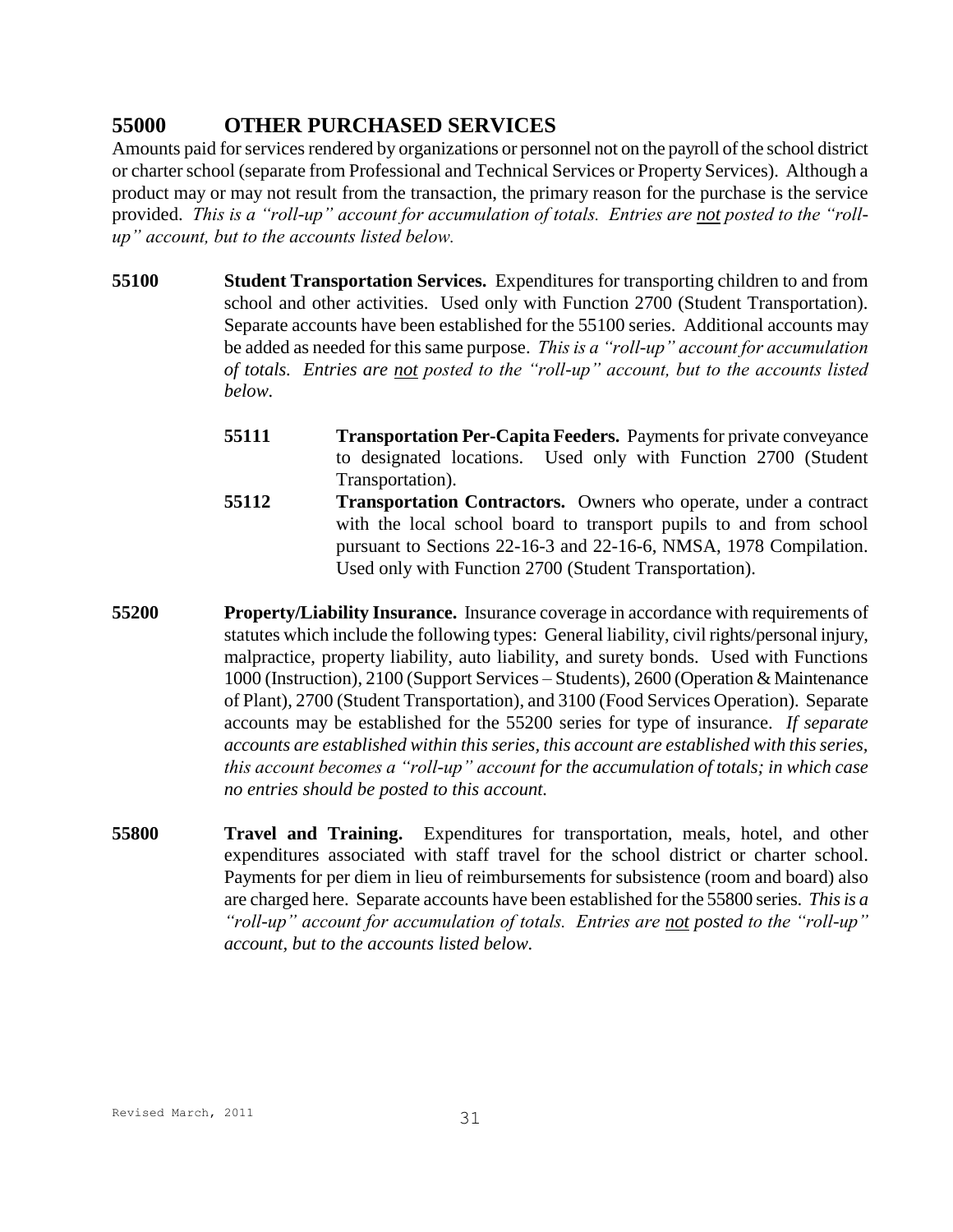## 55000 OTHER PURCHASED SERVICES

Amounts paid for services rendered by organizations or personnel not on the payroll of the school district or charter school (separate from Professional and Technical Services or Property Services). Although a product may or may not result from the transaction, the primary reason for the purchase is the service provided. *This is a "roll-up" account for accumulation of totals. Entries are <u>not</u> posted to the "roll-up" account, but to the accounts listed below.*

**55100 Student Transportation Services.** Expenditures for transporting children to and from school and other activities. Used only with Function 2700 (Student Transportation). Separate accounts have been established for the 55100 series. Additional accounts may be added as needed for this same purpose. *This is a "roll-up" account for accumulation of totals. Entries are <u>not</u> posted to the "roll-up" account, but to the accounts listed below.*

- **55111 Transportation Per-Capita Feeders.** Payments for private conveyance to designated locations. Used only with Function 2700 (Student Transportation).
- **55112 Transportation Contractors.** Owners who operate, under a contract with the local school board to transport pupils to and from school pursuant to Sections 22-16-3 and 22-16-6, NMSA, 1978 Compilation. Used only with Function 2700 (Student Transportation).

**55200 Property/Liability Insurance.** Insurance coverage in accordance with requirements of statutes which include the following types: General liability, civil rights/personal injury, malpractice, property liability, auto liability, and surety bonds. Used with Functions 1000 (Instruction), 2100 (Support Services – Students), 2600 (Operation & Maintenance of Plant), 2700 (Student Transportation), and 3100 (Food Services Operation). Separate accounts may be established for the 55200 series for type of insurance. *If separate accounts are established within this series, this account are established with this series, this account becomes a "roll-up" account for the accumulation of totals; in which case no entries should be posted to this account.*

**55800 Travel and Training.** Expenditures for transportation, meals, hotel, and other expenditures associated with staff travel for the school district or charter school. Payments for per diem in lieu of reimbursements for subsistence (room and board) also are charged here. Separate accounts have been established for the 55800 series. *This is a "roll-up" account for accumulation of totals. Entries are <u>not</u> posted to the "roll-up" account, but to the accounts listed below.*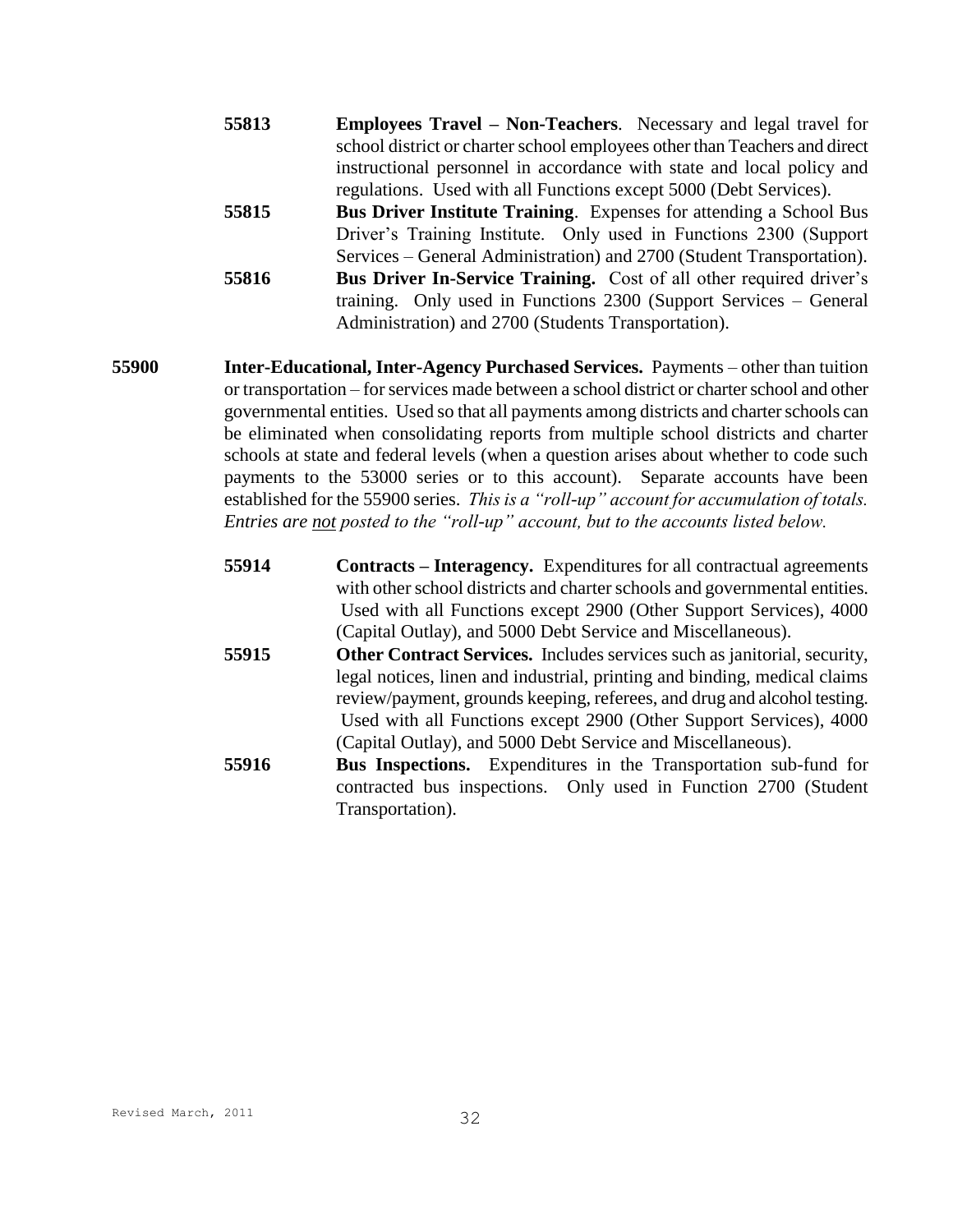**55813** **Employees Travel – Non-Teachers**. Necessary and legal travel for school district or charter school employees other than Teachers and direct instructional personnel in accordance with state and local policy and regulations. Used with all Functions except 5000 (Debt Services).

**55815** **Bus Driver Institute Training**. Expenses for attending a School Bus Driver's Training Institute. Only used in Functions 2300 (Support Services – General Administration) and 2700 (Student Transportation).

**55816** **Bus Driver In-Service Training.** Cost of all other required driver's training. Only used in Functions 2300 (Support Services – General Administration) and 2700 (Students Transportation).

**55900** **Inter-Educational, Inter-Agency Purchased Services.** Payments – other than tuition or transportation – for services made between a school district or charter school and other governmental entities. Used so that all payments among districts and charter schools can be eliminated when consolidating reports from multiple school districts and charter schools at state and federal levels (when a question arises about whether to code such payments to the 53000 series or to this account). Separate accounts have been established for the 55900 series. *This is a "roll-up" account for accumulation of totals. Entries are not posted to the "roll-up" account, but to the accounts listed below.*

**55914** **Contracts – Interagency.** Expenditures for all contractual agreements with other school districts and charter schools and governmental entities. Used with all Functions except 2900 (Other Support Services), 4000 (Capital Outlay), and 5000 Debt Service and Miscellaneous).

**55915** **Other Contract Services.** Includes services such as janitorial, security, legal notices, linen and industrial, printing and binding, medical claims review/payment, grounds keeping, referees, and drug and alcohol testing. Used with all Functions except 2900 (Other Support Services), 4000 (Capital Outlay), and 5000 Debt Service and Miscellaneous).

**55916** **Bus Inspections.** Expenditures in the Transportation sub-fund for contracted bus inspections. Only used in Function 2700 (Student Transportation).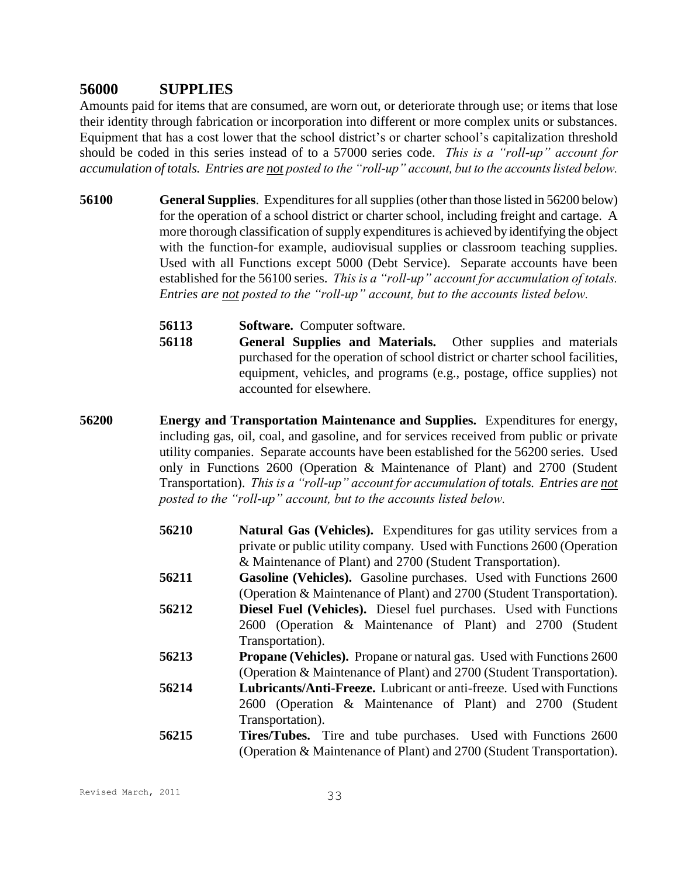## 56000 SUPPLIES

Amounts paid for items that are consumed, are worn out, or deteriorate through use; or items that lose their identity through fabrication or incorporation into different or more complex units or substances. Equipment that has a cost lower that the school district's or charter school's capitalization threshold should be coded in this series instead of to a 57000 series code. *This is a "roll-up" account for accumulation of totals. Entries are not posted to the "roll-up" account, but to the accounts listed below.*

**56100** **General Supplies**. Expenditures for all supplies (other than those listed in 56200 below) for the operation of a school district or charter school, including freight and cartage. A more thorough classification of supply expenditures is achieved by identifying the object with the function-for example, audiovisual supplies or classroom teaching supplies. Used with all Functions except 5000 (Debt Service). Separate accounts have been established for the 56100 series. *This is a "roll-up" account for accumulation of totals. Entries are not posted to the "roll-up" account, but to the accounts listed below.*

- **56113** **Software.** Computer software.
- **56118** **General Supplies and Materials.** Other supplies and materials purchased for the operation of school district or charter school facilities, equipment, vehicles, and programs (e.g., postage, office supplies) not accounted for elsewhere.

**56200** **Energy and Transportation Maintenance and Supplies.** Expenditures for energy, including gas, oil, coal, and gasoline, and for services received from public or private utility companies. Separate accounts have been established for the 56200 series. Used only in Functions 2600 (Operation & Maintenance of Plant) and 2700 (Student Transportation). *This is a "roll-up" account for accumulation of totals. Entries are not posted to the "roll-up" account, but to the accounts listed below.*

- **56210** **Natural Gas (Vehicles).** Expenditures for gas utility services from a private or public utility company. Used with Functions 2600 (Operation & Maintenance of Plant) and 2700 (Student Transportation).
- **56211** **Gasoline (Vehicles).** Gasoline purchases. Used with Functions 2600 (Operation & Maintenance of Plant) and 2700 (Student Transportation).
- **56212** **Diesel Fuel (Vehicles).** Diesel fuel purchases. Used with Functions 2600 (Operation & Maintenance of Plant) and 2700 (Student Transportation).
- **56213** **Propane (Vehicles).** Propane or natural gas. Used with Functions 2600 (Operation & Maintenance of Plant) and 2700 (Student Transportation).
- **56214** **Lubricants/Anti-Freeze.** Lubricant or anti-freeze. Used with Functions 2600 (Operation & Maintenance of Plant) and 2700 (Student Transportation).
- **56215** **Tires/Tubes.** Tire and tube purchases. Used with Functions 2600 (Operation & Maintenance of Plant) and 2700 (Student Transportation).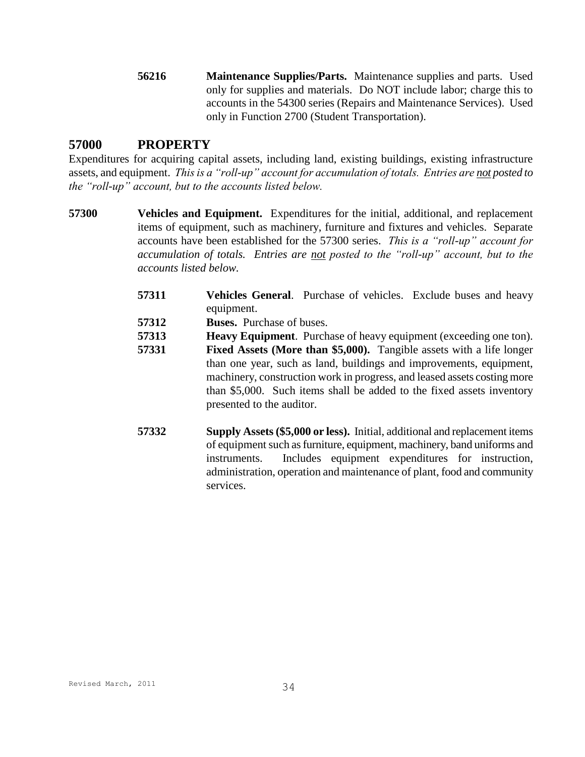**56216** **Maintenance Supplies/Parts.** Maintenance supplies and parts. Used only for supplies and materials. Do NOT include labor; charge this to accounts in the 54300 series (Repairs and Maintenance Services). Used only in Function 2700 (Student Transportation).

## 57000 PROPERTY

Expenditures for acquiring capital assets, including land, existing buildings, existing infrastructure assets, and equipment. *This is a "roll-up" account for accumulation of totals. Entries are <u>not</u> posted to the "roll-up" account, but to the accounts listed below.*

**57300** **Vehicles and Equipment.** Expenditures for the initial, additional, and replacement items of equipment, such as machinery, furniture and fixtures and vehicles. Separate accounts have been established for the 57300 series. *This is a "roll-up" account for accumulation of totals. Entries are <u>not</u> posted to the "roll-up" account, but to the accounts listed below.*

**57311** **Vehicles General**. Purchase of vehicles. Exclude buses and heavy equipment.

**57312** **Buses.** Purchase of buses.

**57313** **Heavy Equipment**. Purchase of heavy equipment (exceeding one ton).

**57331** **Fixed Assets (More than $5,000).** Tangible assets with a life longer than one year, such as land, buildings and improvements, equipment, machinery, construction work in progress, and leased assets costing more than $5,000. Such items shall be added to the fixed assets inventory presented to the auditor.

**57332** **Supply Assets ($5,000 or less).** Initial, additional and replacement items of equipment such as furniture, equipment, machinery, band uniforms and instruments. Includes equipment expenditures for instruction, administration, operation and maintenance of plant, food and community services.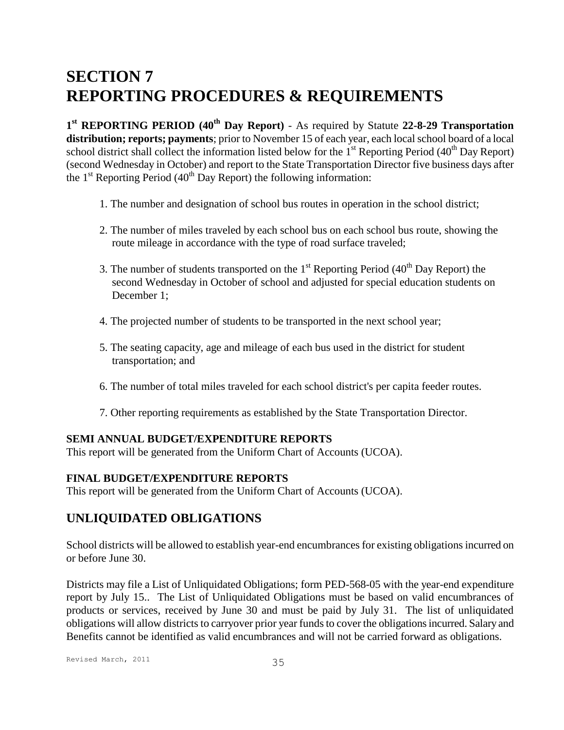# SECTION 7
# REPORTING PROCEDURES & REQUIREMENTS

**1st REPORTING PERIOD (40th Day Report)** - As required by Statute **22-8-29 Transportation distribution; reports; payments**; prior to November 15 of each year, each local school board of a local school district shall collect the information listed below for the 1st Reporting Period (40th Day Report) (second Wednesday in October) and report to the State Transportation Director five business days after the 1st Reporting Period (40th Day Report) the following information:

1. The number and designation of school bus routes in operation in the school district;
2. The number of miles traveled by each school bus on each school bus route, showing the route mileage in accordance with the type of road surface traveled;
3. The number of students transported on the 1st Reporting Period (40th Day Report) the second Wednesday in October of school and adjusted for special education students on December 1;
4. The projected number of students to be transported in the next school year;
5. The seating capacity, age and mileage of each bus used in the district for student transportation; and
6. The number of total miles traveled for each school district's per capita feeder routes.
7. Other reporting requirements as established by the State Transportation Director.

**SEMI ANNUAL BUDGET/EXPENDITURE REPORTS**
This report will be generated from the Uniform Chart of Accounts (UCOA).

**FINAL BUDGET/EXPENDITURE REPORTS**
This report will be generated from the Uniform Chart of Accounts (UCOA).

## UNLIQUIDATED OBLIGATIONS

School districts will be allowed to establish year-end encumbrances for existing obligations incurred on or before June 30.

Districts may file a List of Unliquidated Obligations; form PED-568-05 with the year-end expenditure report by July 15.. The List of Unliquidated Obligations must be based on valid encumbrances of products or services, received by June 30 and must be paid by July 31. The list of unliquidated obligations will allow districts to carryover prior year funds to cover the obligations incurred. Salary and Benefits cannot be identified as valid encumbrances and will not be carried forward as obligations.

Revised March, 2011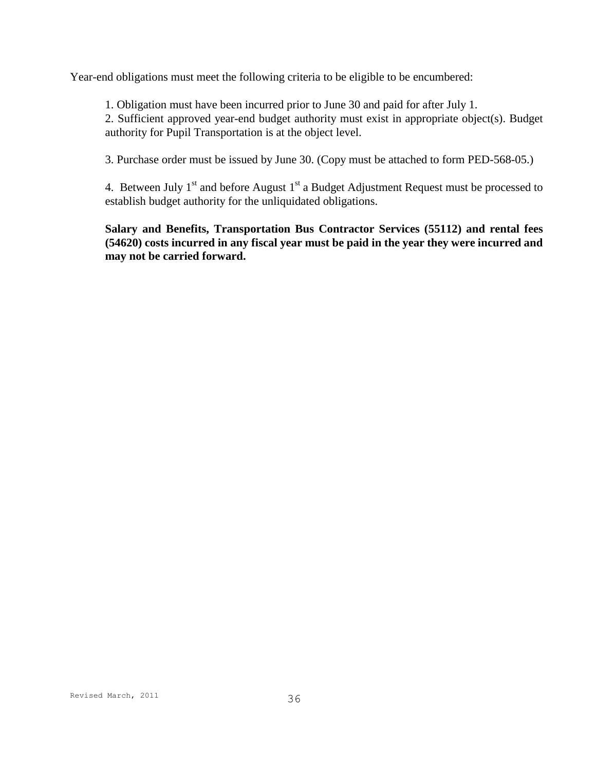Year-end obligations must meet the following criteria to be eligible to be encumbered:

1. Obligation must have been incurred prior to June 30 and paid for after July 1.
2. Sufficient approved year-end budget authority must exist in appropriate object(s). Budget authority for Pupil Transportation is at the object level.
3. Purchase order must be issued by June 30. (Copy must be attached to form PED-568-05.)
4. Between July 1st and before August 1st a Budget Adjustment Request must be processed to establish budget authority for the unliquidated obligations.

**Salary and Benefits, Transportation Bus Contractor Services (55112) and rental fees (54620) costs incurred in any fiscal year must be paid in the year they were incurred and may not be carried forward.**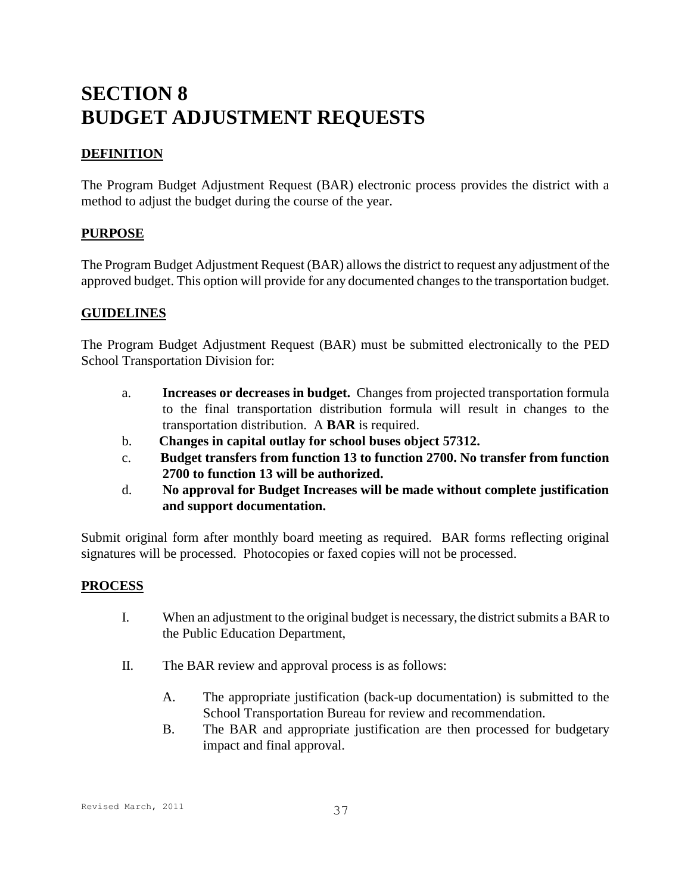# SECTION 8
# BUDGET ADJUSTMENT REQUESTS

**DEFINITION**

The Program Budget Adjustment Request (BAR) electronic process provides the district with a method to adjust the budget during the course of the year.

**PURPOSE**

The Program Budget Adjustment Request (BAR) allows the district to request any adjustment of the approved budget. This option will provide for any documented changes to the transportation budget.

**GUIDELINES**

The Program Budget Adjustment Request (BAR) must be submitted electronically to the PED School Transportation Division for:

a. **Increases or decreases in budget.** Changes from projected transportation formula to the final transportation distribution formula will result in changes to the transportation distribution. A **BAR** is required.

b. **Changes in capital outlay for school buses object 57312.**

c. **Budget transfers from function 13 to function 2700. No transfer from function 2700 to function 13 will be authorized.**

d. **No approval for Budget Increases will be made without complete justification and support documentation.**

Submit original form after monthly board meeting as required. BAR forms reflecting original signatures will be processed. Photocopies or faxed copies will not be processed.

**PROCESS**

I. When an adjustment to the original budget is necessary, the district submits a BAR to the Public Education Department,

II. The BAR review and approval process is as follows:

   A. The appropriate justification (back-up documentation) is submitted to the School Transportation Bureau for review and recommendation.

   B. The BAR and appropriate justification are then processed for budgetary impact and final approval.

Revised March, 2011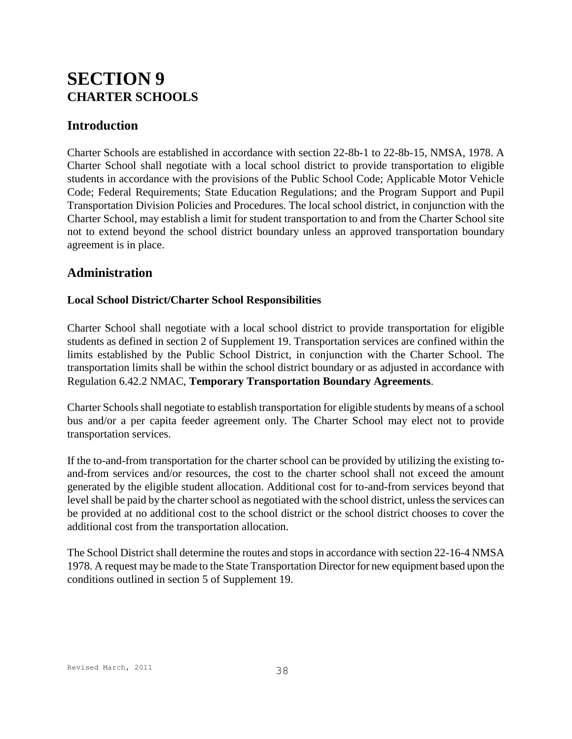# SECTION 9
## CHARTER SCHOOLS

## Introduction

Charter Schools are established in accordance with section 22-8b-1 to 22-8b-15, NMSA, 1978. A Charter School shall negotiate with a local school district to provide transportation to eligible students in accordance with the provisions of the Public School Code; Applicable Motor Vehicle Code; Federal Requirements; State Education Regulations; and the Program Support and Pupil Transportation Division Policies and Procedures. The local school district, in conjunction with the Charter School, may establish a limit for student transportation to and from the Charter School site not to extend beyond the school district boundary unless an approved transportation boundary agreement is in place.

## Administration

### Local School District/Charter School Responsibilities

Charter School shall negotiate with a local school district to provide transportation for eligible students as defined in section 2 of Supplement 19. Transportation services are confined within the limits established by the Public School District, in conjunction with the Charter School. The transportation limits shall be within the school district boundary or as adjusted in accordance with Regulation 6.42.2 NMAC, **Temporary Transportation Boundary Agreements**.

Charter Schools shall negotiate to establish transportation for eligible students by means of a school bus and/or a per capita feeder agreement only. The Charter School may elect not to provide transportation services.

If the to-and-from transportation for the charter school can be provided by utilizing the existing to-and-from services and/or resources, the cost to the charter school shall not exceed the amount generated by the eligible student allocation. Additional cost for to-and-from services beyond that level shall be paid by the charter school as negotiated with the school district, unless the services can be provided at no additional cost to the school district or the school district chooses to cover the additional cost from the transportation allocation.

The School District shall determine the routes and stops in accordance with section 22-16-4 NMSA 1978. A request may be made to the State Transportation Director for new equipment based upon the conditions outlined in section 5 of Supplement 19.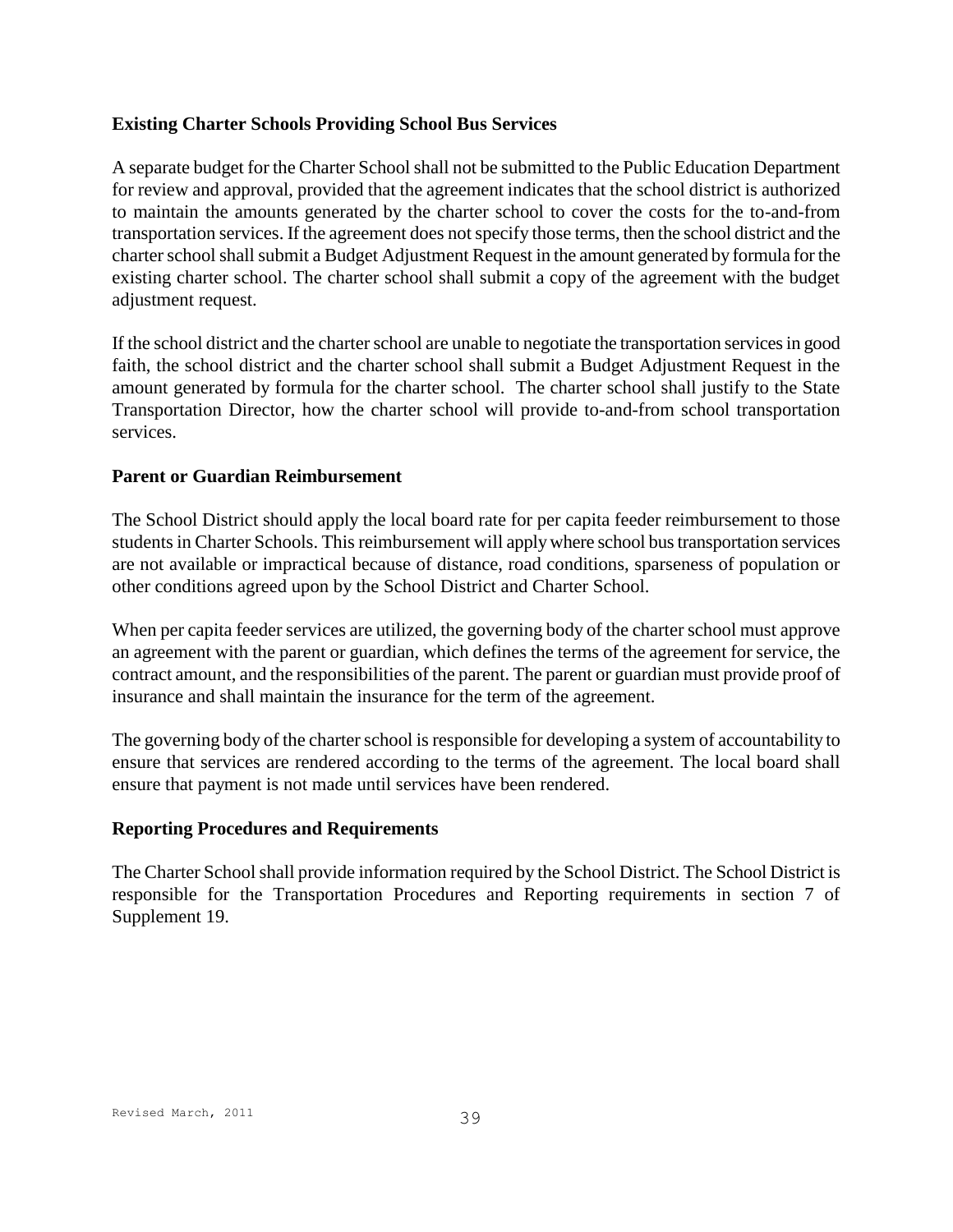### Existing Charter Schools Providing School Bus Services

A separate budget for the Charter School shall not be submitted to the Public Education Department for review and approval, provided that the agreement indicates that the school district is authorized to maintain the amounts generated by the charter school to cover the costs for the to-and-from transportation services. If the agreement does not specify those terms, then the school district and the charter school shall submit a Budget Adjustment Request in the amount generated by formula for the existing charter school. The charter school shall submit a copy of the agreement with the budget adjustment request.

If the school district and the charter school are unable to negotiate the transportation services in good faith, the school district and the charter school shall submit a Budget Adjustment Request in the amount generated by formula for the charter school. The charter school shall justify to the State Transportation Director, how the charter school will provide to-and-from school transportation services.

### Parent or Guardian Reimbursement

The School District should apply the local board rate for per capita feeder reimbursement to those students in Charter Schools. This reimbursement will apply where school bus transportation services are not available or impractical because of distance, road conditions, sparseness of population or other conditions agreed upon by the School District and Charter School.

When per capita feeder services are utilized, the governing body of the charter school must approve an agreement with the parent or guardian, which defines the terms of the agreement for service, the contract amount, and the responsibilities of the parent. The parent or guardian must provide proof of insurance and shall maintain the insurance for the term of the agreement.

The governing body of the charter school is responsible for developing a system of accountability to ensure that services are rendered according to the terms of the agreement. The local board shall ensure that payment is not made until services have been rendered.

### Reporting Procedures and Requirements

The Charter School shall provide information required by the School District. The School District is responsible for the Transportation Procedures and Reporting requirements in section 7 of Supplement 19.